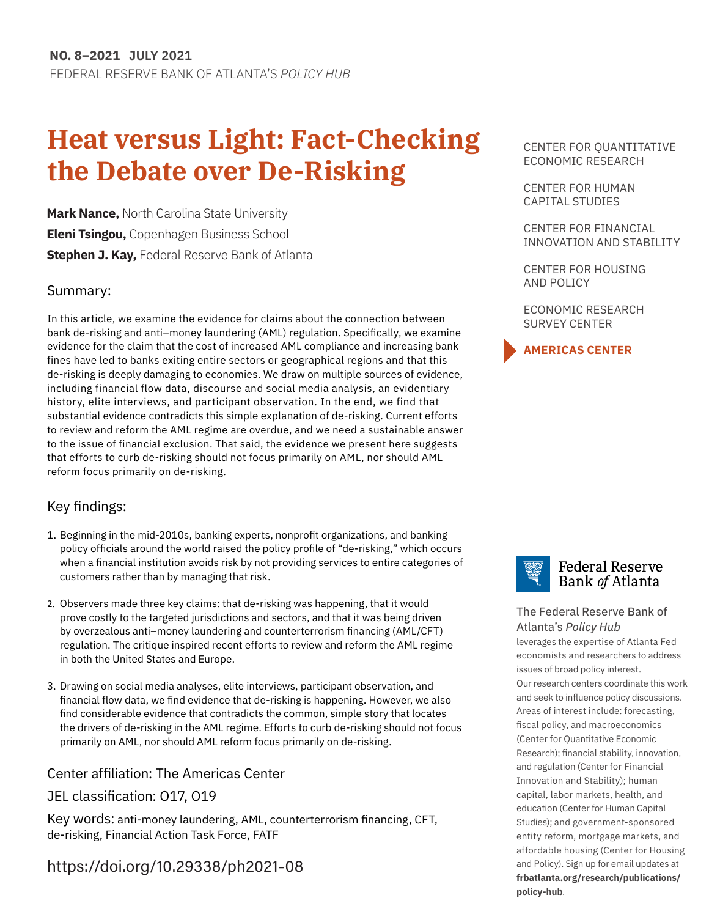**NO. 8–2021 JULY 2021**

FEDERAL RESERVE BANK OF ATLANTA'S *POLICY HUB*

# Heat versus Light: Fact-Checking the Debate over De-Risking

**Mark Nance,** North Carolina State University

**Eleni Tsingou,** Copenhagen Business School

**Stephen J. Kay,** Federal Reserve Bank of Atlanta

## Summary:

In this article, we examine the evidence for claims about the connection between bank de-risking and anti–money laundering (AML) regulation. Specifically, we examine evidence for the claim that the cost of increased AML compliance and increasing bank fines have led to banks exiting entire sectors or geographical regions and that this de-risking is deeply damaging to economies. We draw on multiple sources of evidence, including financial flow data, discourse and social media analysis, an evidentiary history, elite interviews, and participant observation. In the end, we find that substantial evidence contradicts this simple explanation of de-risking. Current efforts to review and reform the AML regime are overdue, and we need a sustainable answer to the issue of financial exclusion. That said, the evidence we present here suggests that efforts to curb de-risking should not focus primarily on AML, nor should AML reform focus primarily on de-risking.

## Key findings:

1. Beginning in the mid-2010s, banking experts, nonprofit organizations, and banking policy officials around the world raised the policy profile of "de-risking," which occurs when a financial institution avoids risk by not providing services to entire categories of customers rather than by managing that risk.
2. Observers made three key claims: that de-risking was happening, that it would prove costly to the targeted jurisdictions and sectors, and that it was being driven by overzealous anti–money laundering and counterterrorism financing (AML/CFT) regulation. The critique inspired recent efforts to review and reform the AML regime in both the United States and Europe.
3. Drawing on social media analyses, elite interviews, participant observation, and financial flow data, we find evidence that de-risking is happening. However, we also find considerable evidence that contradicts the common, simple story that locates the drivers of de-risking in the AML regime. Efforts to curb de-risking should not focus primarily on AML, nor should AML reform focus primarily on de-risking.

Center affiliation: The Americas Center

JEL classification: O17, O19

Key words: anti-money laundering, AML, counterterrorism financing, CFT, de-risking, Financial Action Task Force, FATF

https://doi.org/10.29338/ph2021-08

CENTER FOR QUANTITATIVE ECONOMIC RESEARCH

CENTER FOR HUMAN CAPITAL STUDIES

CENTER FOR FINANCIAL INNOVATION AND STABILITY

CENTER FOR HOUSING AND POLICY

ECONOMIC RESEARCH SURVEY CENTER

**AMERICAS CENTER**

Federal Reserve Bank *of* Atlanta

The Federal Reserve Bank of Atlanta's *Policy Hub* leverages the expertise of Atlanta Fed economists and researchers to address issues of broad policy interest. Our research centers coordinate this work and seek to influence policy discussions. Areas of interest include: forecasting, fiscal policy, and macroeconomics (Center for Quantitative Economic Research); financial stability, innovation, and regulation (Center for Financial Innovation and Stability); human capital, labor markets, health, and education (Center for Human Capital Studies); and government-sponsored entity reform, mortgage markets, and affordable housing (Center for Housing and Policy). Sign up for email updates at **frbatlanta.org/research/publications/policy-hub**.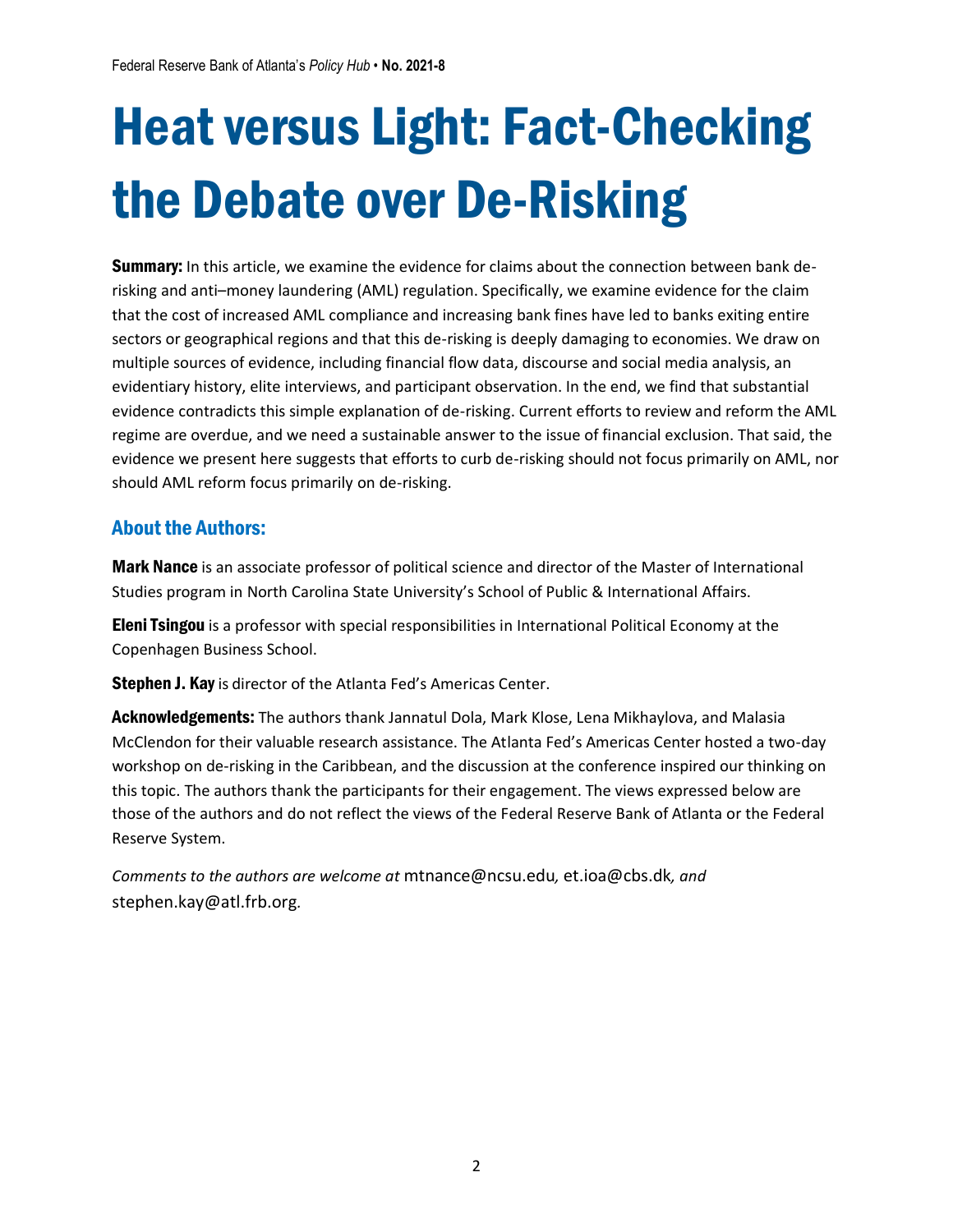# Heat versus Light: Fact-Checking the Debate over De-Risking

**Summary:** In this article, we examine the evidence for claims about the connection between bank de-risking and anti–money laundering (AML) regulation. Specifically, we examine evidence for the claim that the cost of increased AML compliance and increasing bank fines have led to banks exiting entire sectors or geographical regions and that this de-risking is deeply damaging to economies. We draw on multiple sources of evidence, including financial flow data, discourse and social media analysis, an evidentiary history, elite interviews, and participant observation. In the end, we find that substantial evidence contradicts this simple explanation of de-risking. Current efforts to review and reform the AML regime are overdue, and we need a sustainable answer to the issue of financial exclusion. That said, the evidence we present here suggests that efforts to curb de-risking should not focus primarily on AML, nor should AML reform focus primarily on de-risking.

## About the Authors:

**Mark Nance** is an associate professor of political science and director of the Master of International Studies program in North Carolina State University's School of Public & International Affairs.

**Eleni Tsingou** is a professor with special responsibilities in International Political Economy at the Copenhagen Business School.

**Stephen J. Kay** is director of the Atlanta Fed's Americas Center.

**Acknowledgements:** The authors thank Jannatul Dola, Mark Klose, Lena Mikhaylova, and Malasia McClendon for their valuable research assistance. The Atlanta Fed's Americas Center hosted a two-day workshop on de-risking in the Caribbean, and the discussion at the conference inspired our thinking on this topic. The authors thank the participants for their engagement. The views expressed below are those of the authors and do not reflect the views of the Federal Reserve Bank of Atlanta or the Federal Reserve System.

*Comments to the authors are welcome at* mtnance@ncsu.edu*,* et.ioa@cbs.dk*, and* stephen.kay@atl.frb.org*.*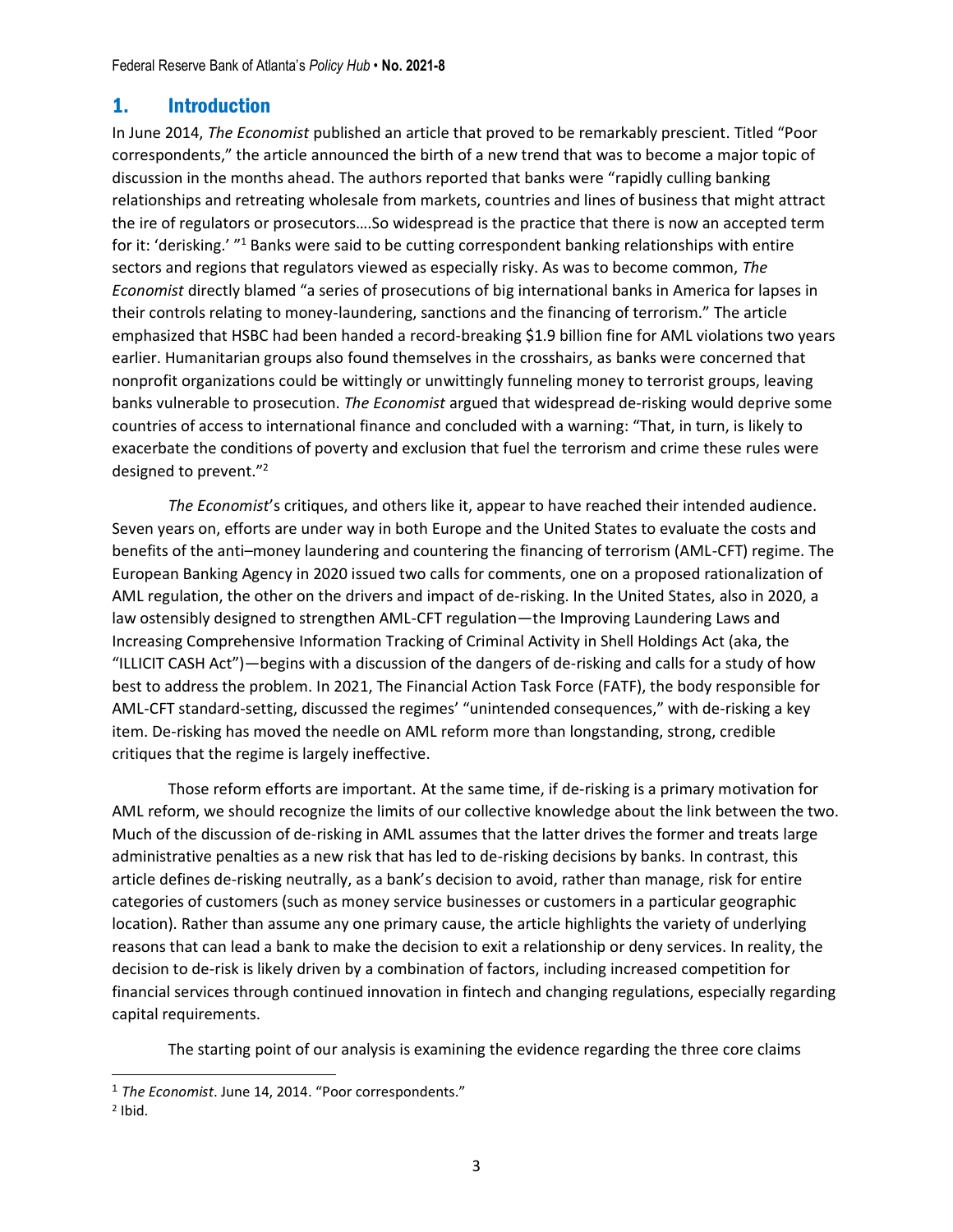## 1. Introduction

In June 2014, *The Economist* published an article that proved to be remarkably prescient. Titled "Poor correspondents," the article announced the birth of a new trend that was to become a major topic of discussion in the months ahead. The authors reported that banks were "rapidly culling banking relationships and retreating wholesale from markets, countries and lines of business that might attract the ire of regulators or prosecutors….So widespread is the practice that there is now an accepted term for it: 'derisking.' "[1] Banks were said to be cutting correspondent banking relationships with entire sectors and regions that regulators viewed as especially risky. As was to become common, *The Economist* directly blamed "a series of prosecutions of big international banks in America for lapses in their controls relating to money-laundering, sanctions and the financing of terrorism." The article emphasized that HSBC had been handed a record-breaking $1.9 billion fine for AML violations two years earlier. Humanitarian groups also found themselves in the crosshairs, as banks were concerned that nonprofit organizations could be wittingly or unwittingly funneling money to terrorist groups, leaving banks vulnerable to prosecution. *The Economist* argued that widespread de-risking would deprive some countries of access to international finance and concluded with a warning: "That, in turn, is likely to exacerbate the conditions of poverty and exclusion that fuel the terrorism and crime these rules were designed to prevent."[2]

*The Economist*'s critiques, and others like it, appear to have reached their intended audience. Seven years on, efforts are under way in both Europe and the United States to evaluate the costs and benefits of the anti–money laundering and countering the financing of terrorism (AML-CFT) regime. The European Banking Agency in 2020 issued two calls for comments, one on a proposed rationalization of AML regulation, the other on the drivers and impact of de-risking. In the United States, also in 2020, a law ostensibly designed to strengthen AML-CFT regulation—the Improving Laundering Laws and Increasing Comprehensive Information Tracking of Criminal Activity in Shell Holdings Act (aka, the "ILLICIT CASH Act")—begins with a discussion of the dangers of de-risking and calls for a study of how best to address the problem. In 2021, The Financial Action Task Force (FATF), the body responsible for AML-CFT standard-setting, discussed the regimes' "unintended consequences," with de-risking a key item. De-risking has moved the needle on AML reform more than longstanding, strong, credible critiques that the regime is largely ineffective.

Those reform efforts are important. At the same time, if de-risking is a primary motivation for AML reform, we should recognize the limits of our collective knowledge about the link between the two. Much of the discussion of de-risking in AML assumes that the latter drives the former and treats large administrative penalties as a new risk that has led to de-risking decisions by banks. In contrast, this article defines de-risking neutrally, as a bank's decision to avoid, rather than manage, risk for entire categories of customers (such as money service businesses or customers in a particular geographic location). Rather than assume any one primary cause, the article highlights the variety of underlying reasons that can lead a bank to make the decision to exit a relationship or deny services. In reality, the decision to de-risk is likely driven by a combination of factors, including increased competition for financial services through continued innovation in fintech and changing regulations, especially regarding capital requirements.

The starting point of our analysis is examining the evidence regarding the three core claims

---

[1] *The Economist*. June 14, 2014. "Poor correspondents."

[2] Ibid.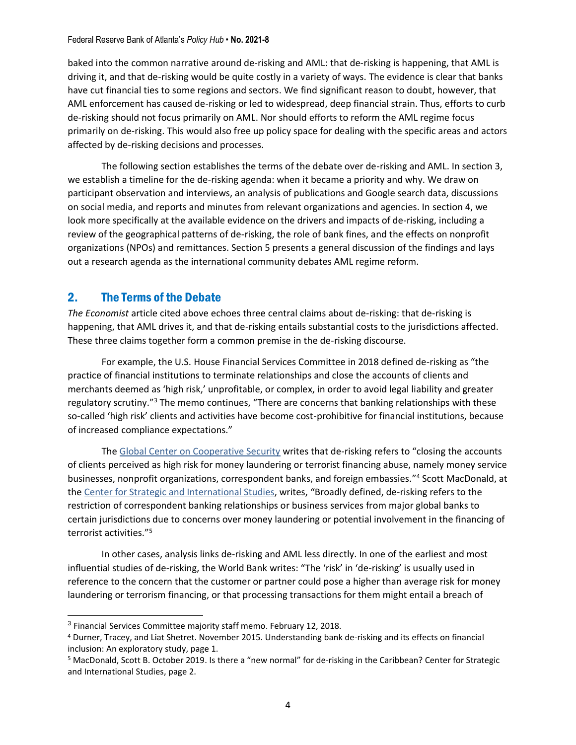baked into the common narrative around de-risking and AML: that de-risking is happening, that AML is driving it, and that de-risking would be quite costly in a variety of ways. The evidence is clear that banks have cut financial ties to some regions and sectors. We find significant reason to doubt, however, that AML enforcement has caused de-risking or led to widespread, deep financial strain. Thus, efforts to curb de-risking should not focus primarily on AML. Nor should efforts to reform the AML regime focus primarily on de-risking. This would also free up policy space for dealing with the specific areas and actors affected by de-risking decisions and processes.

The following section establishes the terms of the debate over de-risking and AML. In section 3, we establish a timeline for the de-risking agenda: when it became a priority and why. We draw on participant observation and interviews, an analysis of publications and Google search data, discussions on social media, and reports and minutes from relevant organizations and agencies. In section 4, we look more specifically at the available evidence on the drivers and impacts of de-risking, including a review of the geographical patterns of de-risking, the role of bank fines, and the effects on nonprofit organizations (NPOs) and remittances. Section 5 presents a general discussion of the findings and lays out a research agenda as the international community debates AML regime reform.

## 2. The Terms of the Debate

*The Economist* article cited above echoes three central claims about de-risking: that de-risking is happening, that AML drives it, and that de-risking entails substantial costs to the jurisdictions affected. These three claims together form a common premise in the de-risking discourse.

For example, the U.S. House Financial Services Committee in 2018 defined de-risking as "the practice of financial institutions to terminate relationships and close the accounts of clients and merchants deemed as 'high risk,' unprofitable, or complex, in order to avoid legal liability and greater regulatory scrutiny."[3] The memo continues, "There are concerns that banking relationships with these so-called 'high risk' clients and activities have become cost-prohibitive for financial institutions, because of increased compliance expectations."

The Global Center on Cooperative Security writes that de-risking refers to "closing the accounts of clients perceived as high risk for money laundering or terrorist financing abuse, namely money service businesses, nonprofit organizations, correspondent banks, and foreign embassies."[4] Scott MacDonald, at the Center for Strategic and International Studies, writes, "Broadly defined, de-risking refers to the restriction of correspondent banking relationships or business services from major global banks to certain jurisdictions due to concerns over money laundering or potential involvement in the financing of terrorist activities."[5]

In other cases, analysis links de-risking and AML less directly. In one of the earliest and most influential studies of de-risking, the World Bank writes: "The 'risk' in 'de-risking' is usually used in reference to the concern that the customer or partner could pose a higher than average risk for money laundering or terrorism financing, or that processing transactions for them might entail a breach of

---

[3] Financial Services Committee majority staff memo. February 12, 2018.

[4] Durner, Tracey, and Liat Shetret. November 2015. Understanding bank de-risking and its effects on financial inclusion: An exploratory study, page 1.

[5] MacDonald, Scott B. October 2019. Is there a "new normal" for de-risking in the Caribbean? Center for Strategic and International Studies, page 2.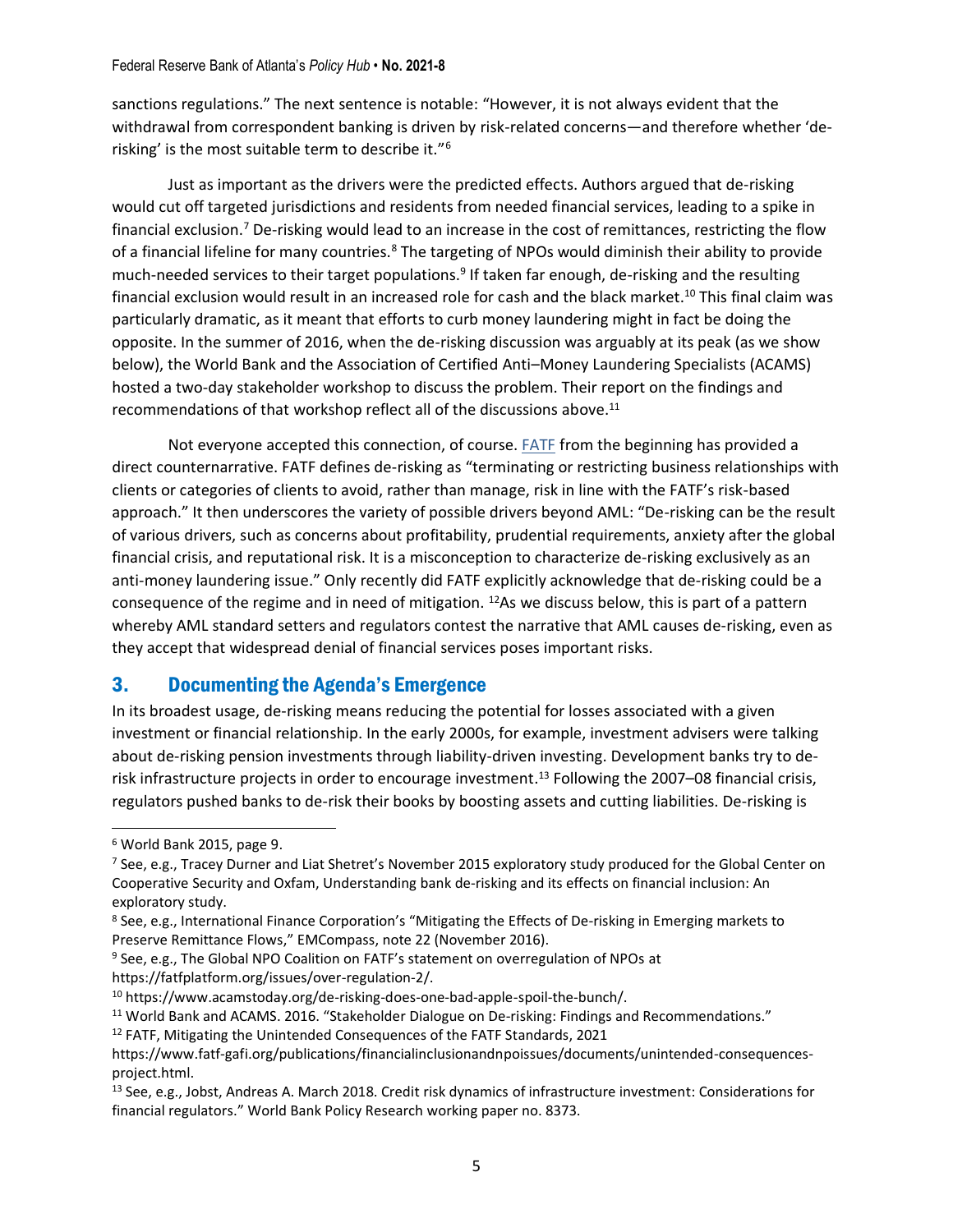sanctions regulations." The next sentence is notable: "However, it is not always evident that the withdrawal from correspondent banking is driven by risk-related concerns—and therefore whether 'de-risking' is the most suitable term to describe it."[6]

Just as important as the drivers were the predicted effects. Authors argued that de-risking would cut off targeted jurisdictions and residents from needed financial services, leading to a spike in financial exclusion.[7] De-risking would lead to an increase in the cost of remittances, restricting the flow of a financial lifeline for many countries.[8] The targeting of NPOs would diminish their ability to provide much-needed services to their target populations.[9] If taken far enough, de-risking and the resulting financial exclusion would result in an increased role for cash and the black market.[10] This final claim was particularly dramatic, as it meant that efforts to curb money laundering might in fact be doing the opposite. In the summer of 2016, when the de-risking discussion was arguably at its peak (as we show below), the World Bank and the Association of Certified Anti–Money Laundering Specialists (ACAMS) hosted a two-day stakeholder workshop to discuss the problem. Their report on the findings and recommendations of that workshop reflect all of the discussions above.[11]

Not everyone accepted this connection, of course. FATF from the beginning has provided a direct counternarrative. FATF defines de-risking as "terminating or restricting business relationships with clients or categories of clients to avoid, rather than manage, risk in line with the FATF's risk-based approach." It then underscores the variety of possible drivers beyond AML: "De-risking can be the result of various drivers, such as concerns about profitability, prudential requirements, anxiety after the global financial crisis, and reputational risk. It is a misconception to characterize de-risking exclusively as an anti-money laundering issue." Only recently did FATF explicitly acknowledge that de-risking could be a consequence of the regime and in need of mitigation. [12]As we discuss below, this is part of a pattern whereby AML standard setters and regulators contest the narrative that AML causes de-risking, even as they accept that widespread denial of financial services poses important risks.

## 3. Documenting the Agenda's Emergence

In its broadest usage, de-risking means reducing the potential for losses associated with a given investment or financial relationship. In the early 2000s, for example, investment advisers were talking about de-risking pension investments through liability-driven investing. Development banks try to de-risk infrastructure projects in order to encourage investment.[13] Following the 2007–08 financial crisis, regulators pushed banks to de-risk their books by boosting assets and cutting liabilities. De-risking is

---

[6] World Bank 2015, page 9.

[7] See, e.g., Tracey Durner and Liat Shetret's November 2015 exploratory study produced for the Global Center on Cooperative Security and Oxfam, Understanding bank de-risking and its effects on financial inclusion: An exploratory study.

[8] See, e.g., International Finance Corporation's "Mitigating the Effects of De-risking in Emerging markets to Preserve Remittance Flows," EMCompass, note 22 (November 2016).

[9] See, e.g., The Global NPO Coalition on FATF's statement on overregulation of NPOs at https://fatfplatform.org/issues/over-regulation-2/.

[10] https://www.acamstoday.org/de-risking-does-one-bad-apple-spoil-the-bunch/.

[11] World Bank and ACAMS. 2016. "Stakeholder Dialogue on De-risking: Findings and Recommendations."

[12] FATF, Mitigating the Unintended Consequences of the FATF Standards, 2021 https://www.fatf-gafi.org/publications/financialinclusionandnpoissues/documents/unintended-consequences-project.html.

[13] See, e.g., Jobst, Andreas A. March 2018. Credit risk dynamics of infrastructure investment: Considerations for financial regulators." World Bank Policy Research working paper no. 8373.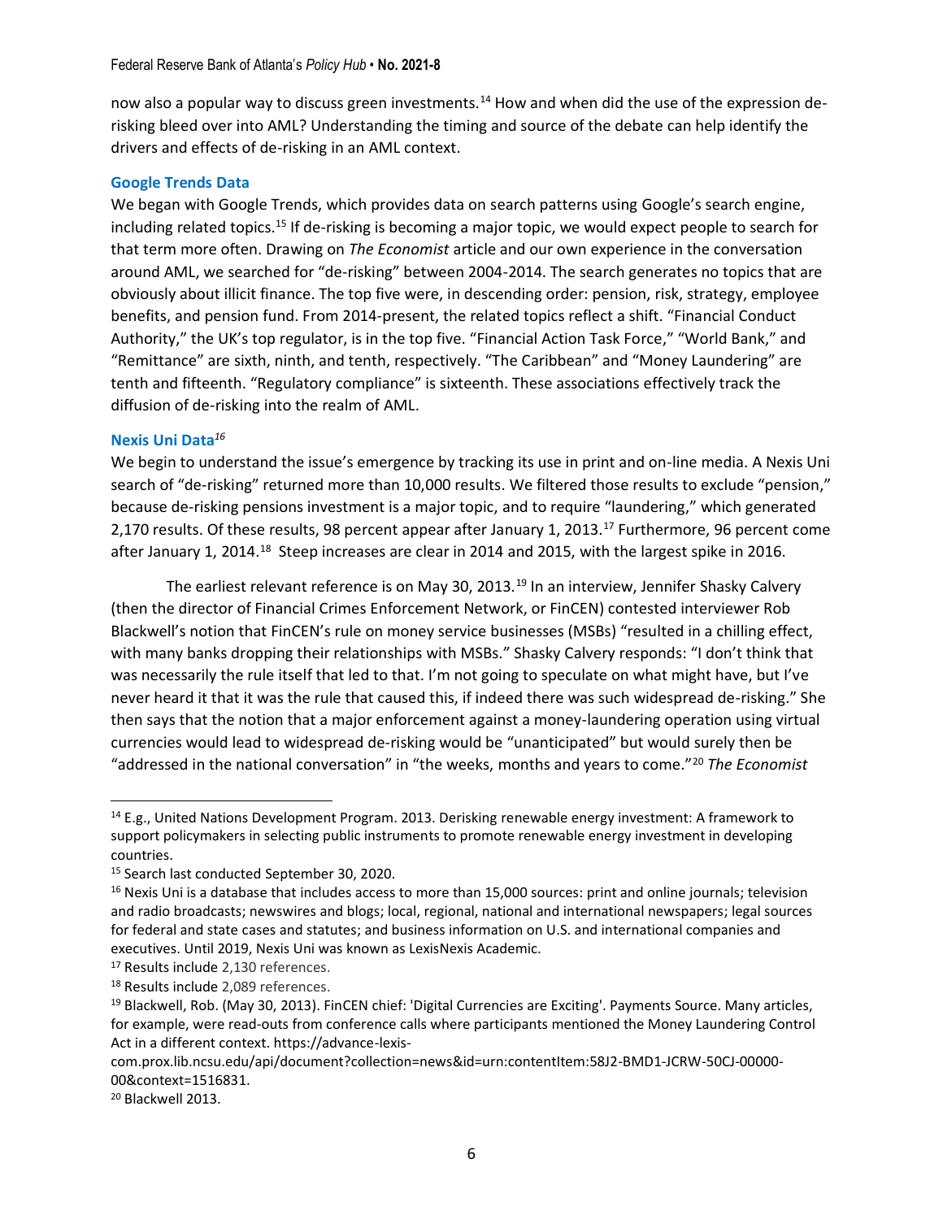now also a popular way to discuss green investments.[14] How and when did the use of the expression de-risking bleed over into AML? Understanding the timing and source of the debate can help identify the drivers and effects of de-risking in an AML context.

### Google Trends Data

We began with Google Trends, which provides data on search patterns using Google's search engine, including related topics.[15] If de-risking is becoming a major topic, we would expect people to search for that term more often. Drawing on *The Economist* article and our own experience in the conversation around AML, we searched for "de-risking" between 2004-2014. The search generates no topics that are obviously about illicit finance. The top five were, in descending order: pension, risk, strategy, employee benefits, and pension fund. From 2014-present, the related topics reflect a shift. "Financial Conduct Authority," the UK's top regulator, is in the top five. "Financial Action Task Force," "World Bank," and "Remittance" are sixth, ninth, and tenth, respectively. "The Caribbean" and "Money Laundering" are tenth and fifteenth. "Regulatory compliance" is sixteenth. These associations effectively track the diffusion of de-risking into the realm of AML.

### Nexis Uni Data[16]

We begin to understand the issue's emergence by tracking its use in print and on-line media. A Nexis Uni search of "de-risking" returned more than 10,000 results. We filtered those results to exclude "pension," because de-risking pensions investment is a major topic, and to require "laundering," which generated 2,170 results. Of these results, 98 percent appear after January 1, 2013.[17] Furthermore, 96 percent come after January 1, 2014.[18] Steep increases are clear in 2014 and 2015, with the largest spike in 2016.

The earliest relevant reference is on May 30, 2013.[19] In an interview, Jennifer Shasky Calvery (then the director of Financial Crimes Enforcement Network, or FinCEN) contested interviewer Rob Blackwell's notion that FinCEN's rule on money service businesses (MSBs) "resulted in a chilling effect, with many banks dropping their relationships with MSBs." Shasky Calvery responds: "I don't think that was necessarily the rule itself that led to that. I'm not going to speculate on what might have, but I've never heard it that it was the rule that caused this, if indeed there was such widespread de-risking." She then says that the notion that a major enforcement against a money-laundering operation using virtual currencies would lead to widespread de-risking would be "unanticipated" but would surely then be "addressed in the national conversation" in "the weeks, months and years to come."[20] *The Economist*

---

[14] E.g., United Nations Development Program. 2013. Derisking renewable energy investment: A framework to support policymakers in selecting public instruments to promote renewable energy investment in developing countries.

[15] Search last conducted September 30, 2020.

[16] Nexis Uni is a database that includes access to more than 15,000 sources: print and online journals; television and radio broadcasts; newswires and blogs; local, regional, national and international newspapers; legal sources for federal and state cases and statutes; and business information on U.S. and international companies and executives. Until 2019, Nexis Uni was known as LexisNexis Academic.

[17] Results include 2,130 references.

[18] Results include 2,089 references.

[19] Blackwell, Rob. (May 30, 2013). FinCEN chief: 'Digital Currencies are Exciting'. Payments Source. Many articles, for example, were read-outs from conference calls where participants mentioned the Money Laundering Control Act in a different context. https://advance-lexis-com.prox.lib.ncsu.edu/api/document?collection=news&id=urn:contentItem:58J2-BMD1-JCRW-50CJ-00000-00&context=1516831.

[20] Blackwell 2013.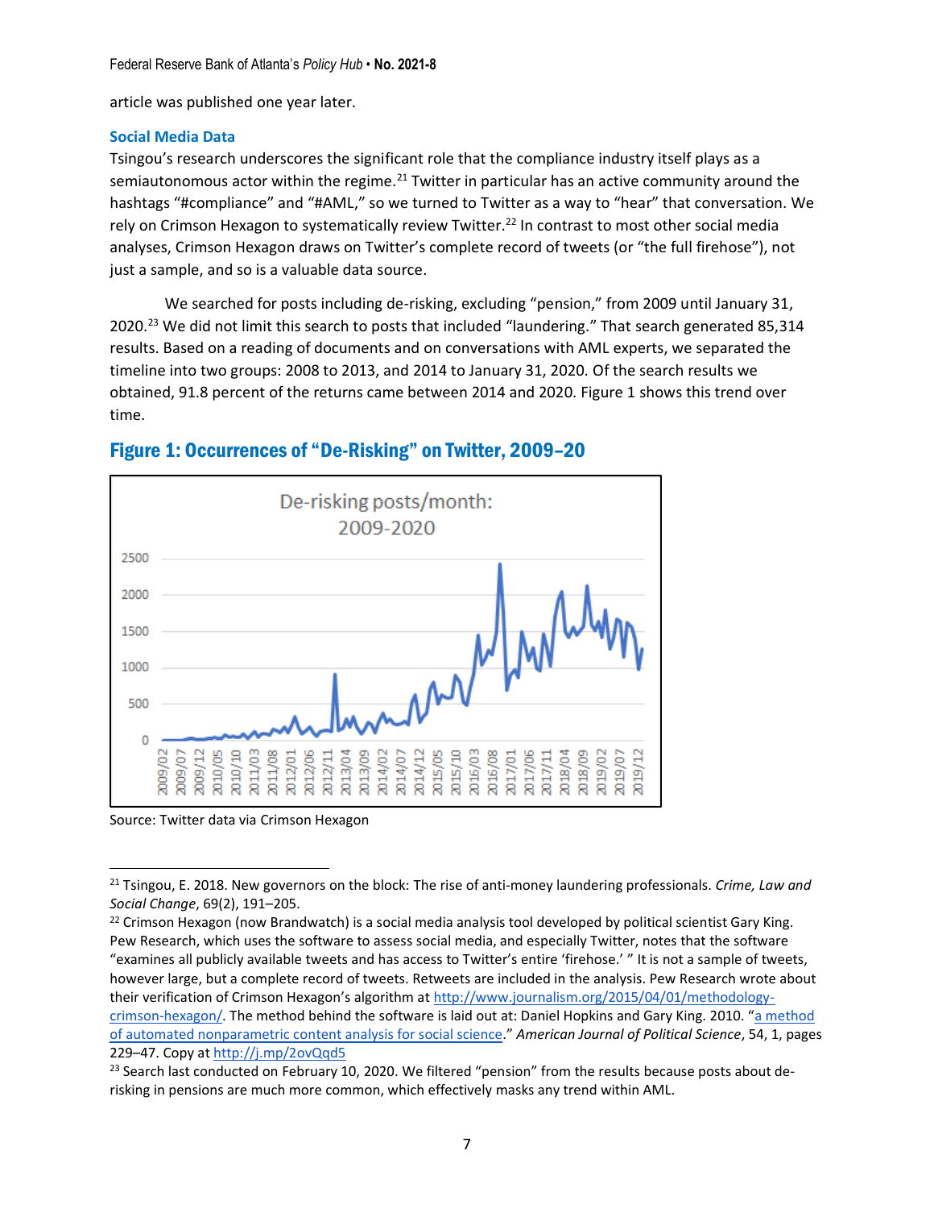article was published one year later.

### Social Media Data

Tsingou's research underscores the significant role that the compliance industry itself plays as a semiautonomous actor within the regime.[21] Twitter in particular has an active community around the hashtags "#compliance" and "#AML," so we turned to Twitter as a way to "hear" that conversation. We rely on Crimson Hexagon to systematically review Twitter.[22] In contrast to most other social media analyses, Crimson Hexagon draws on Twitter's complete record of tweets (or "the full firehose"), not just a sample, and so is a valuable data source.

We searched for posts including de-risking, excluding "pension," from 2009 until January 31, 2020.[23] We did not limit this search to posts that included "laundering." That search generated 85,314 results. Based on a reading of documents and on conversations with AML experts, we separated the timeline into two groups: 2008 to 2013, and 2014 to January 31, 2020. Of the search results we obtained, 91.8 percent of the returns came between 2014 and 2020. Figure 1 shows this trend over time.

## Figure 1: Occurrences of "De-Risking" on Twitter, 2009–20

Source: Twitter data via Crimson Hexagon

---

[21] Tsingou, E. 2018. New governors on the block: The rise of anti-money laundering professionals. *Crime, Law and Social Change*, 69(2), 191–205.

[22] Crimson Hexagon (now Brandwatch) is a social media analysis tool developed by political scientist Gary King. Pew Research, which uses the software to assess social media, and especially Twitter, notes that the software "examines all publicly available tweets and has access to Twitter's entire 'firehose.' " It is not a sample of tweets, however large, but a complete record of tweets. Retweets are included in the analysis. Pew Research wrote about their verification of Crimson Hexagon's algorithm at http://www.journalism.org/2015/04/01/methodology-crimson-hexagon/. The method behind the software is laid out at: Daniel Hopkins and Gary King. 2010. "a method of automated nonparametric content analysis for social science." *American Journal of Political Science*, 54, 1, pages 229–47. Copy at http://j.mp/2ovQqd5

[23] Search last conducted on February 10, 2020. We filtered "pension" from the results because posts about de-risking in pensions are much more common, which effectively masks any trend within AML.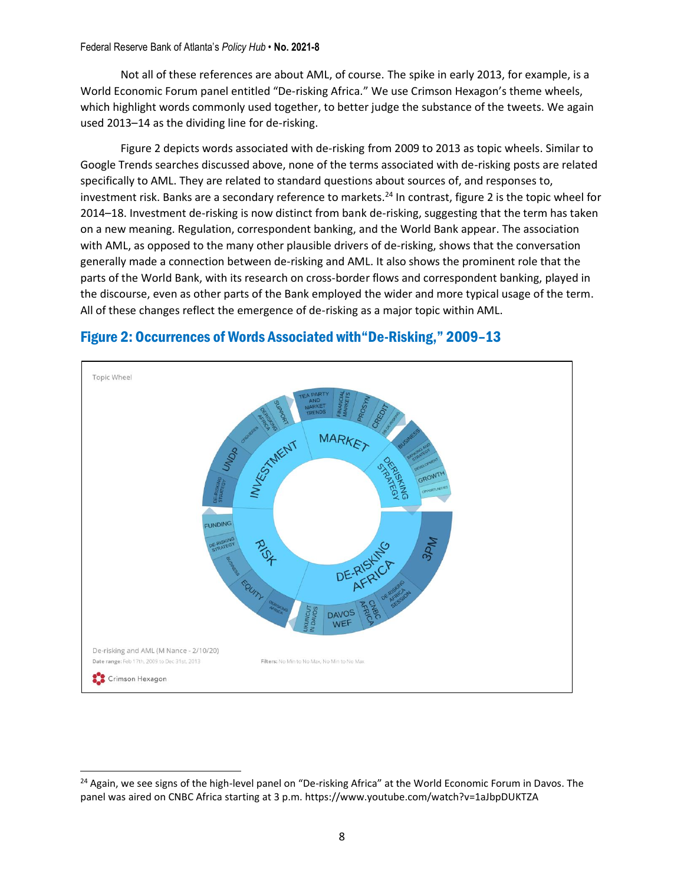Not all of these references are about AML, of course. The spike in early 2013, for example, is a World Economic Forum panel entitled "De-risking Africa." We use Crimson Hexagon's theme wheels, which highlight words commonly used together, to better judge the substance of the tweets. We again used 2013–14 as the dividing line for de-risking.

Figure 2 depicts words associated with de-risking from 2009 to 2013 as topic wheels. Similar to Google Trends searches discussed above, none of the terms associated with de-risking posts are related specifically to AML. They are related to standard questions about sources of, and responses to, investment risk. Banks are a secondary reference to markets.[24] In contrast, figure 2 is the topic wheel for 2014–18. Investment de-risking is now distinct from bank de-risking, suggesting that the term has taken on a new meaning. Regulation, correspondent banking, and the World Bank appear. The association with AML, as opposed to the many other plausible drivers of de-risking, shows that the conversation generally made a connection between de-risking and AML. It also shows the prominent role that the parts of the World Bank, with its research on cross-border flows and correspondent banking, played in the discourse, even as other parts of the Bank employed the wider and more typical usage of the term. All of these changes reflect the emergence of de-risking as a major topic within AML.

## Figure 2: Occurrences of Words Associated with "De-Risking," 2009–13

Topic Wheel

INVESTMENT: UNDP, De-risking Strategy, Ceoseries, Derisking Africa, Support

MARKET: Tea Party and Market Trends, Financial Markets, Prosyn, Credit, De-risking

DERISKING STRATEGY: Business, Banking and Strategy, Development, Growth, Opportunities

DE-RISKING AFRICA: 3PM, De-risking Africa Session, CNBC Africa, Davos WEF, UKUncut in Davos

RISK: Funding, De-risking Strategy, Business, Equity, Derisking Africa

De-risking and AML (M Nance - 2/10/20)
Date range: Feb 17th, 2009 to Dec 31st, 2013
Filters: No Min to No Max, No Min to No Max
Crimson Hexagon

---

[24] Again, we see signs of the high-level panel on "De-risking Africa" at the World Economic Forum in Davos. The panel was aired on CNBC Africa starting at 3 p.m. https://www.youtube.com/watch?v=1aJbpDUKTZA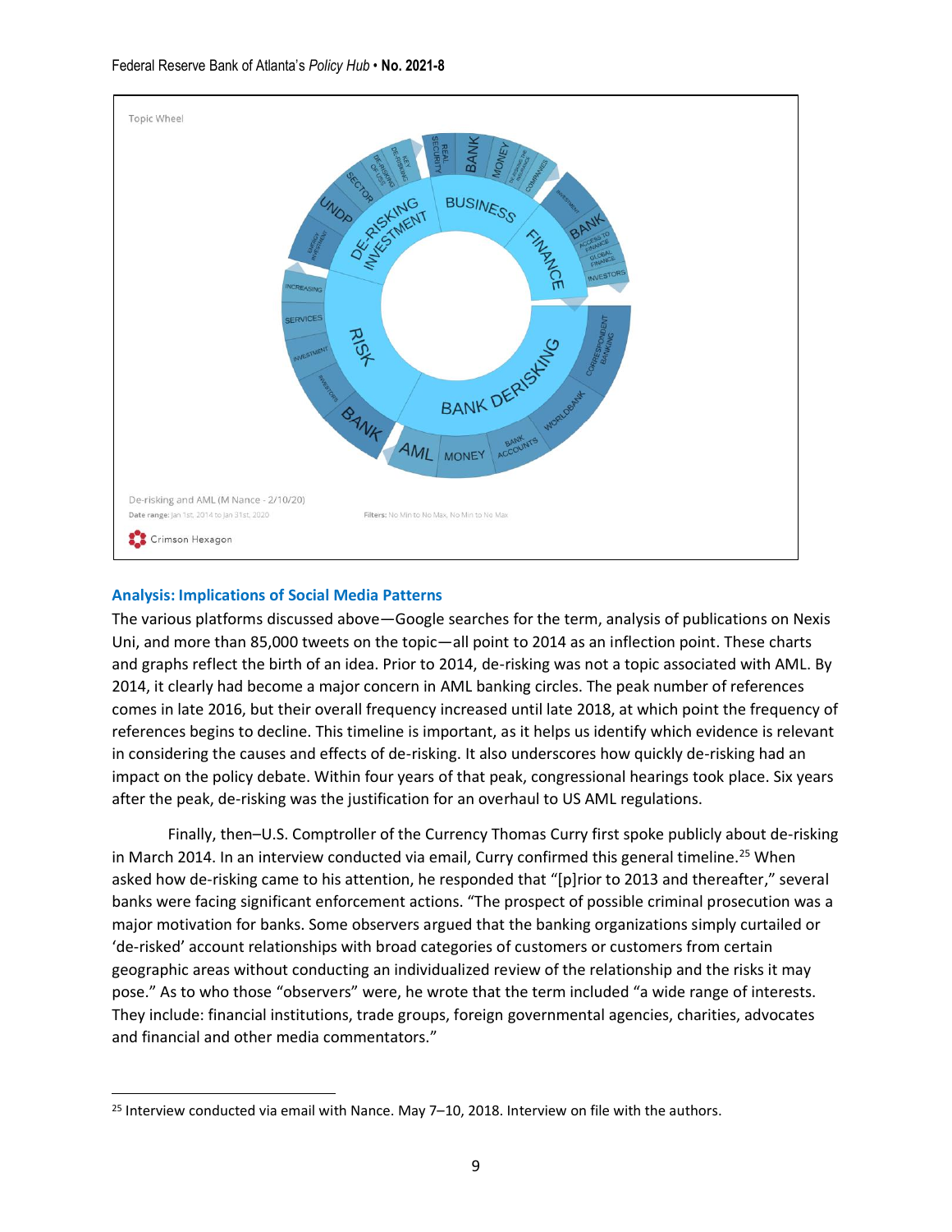Topic Wheel

De-risking and AML (M Nance - 2/10/20)

Date range: Jan 1st, 2014 to Jan 31st, 2020

Filters: No Min to No Max, No Min to No Max

Crimson Hexagon

### Analysis: Implications of Social Media Patterns

The various platforms discussed above—Google searches for the term, analysis of publications on Nexis Uni, and more than 85,000 tweets on the topic—all point to 2014 as an inflection point. These charts and graphs reflect the birth of an idea. Prior to 2014, de-risking was not a topic associated with AML. By 2014, it clearly had become a major concern in AML banking circles. The peak number of references comes in late 2016, but their overall frequency increased until late 2018, at which point the frequency of references begins to decline. This timeline is important, as it helps us identify which evidence is relevant in considering the causes and effects of de-risking. It also underscores how quickly de-risking had an impact on the policy debate. Within four years of that peak, congressional hearings took place. Six years after the peak, de-risking was the justification for an overhaul to US AML regulations.

Finally, then–U.S. Comptroller of the Currency Thomas Curry first spoke publicly about de-risking in March 2014. In an interview conducted via email, Curry confirmed this general timeline.[25] When asked how de-risking came to his attention, he responded that "[p]rior to 2013 and thereafter," several banks were facing significant enforcement actions. "The prospect of possible criminal prosecution was a major motivation for banks. Some observers argued that the banking organizations simply curtailed or 'de-risked' account relationships with broad categories of customers or customers from certain geographic areas without conducting an individualized review of the relationship and the risks it may pose." As to who those "observers" were, he wrote that the term included "a wide range of interests. They include: financial institutions, trade groups, foreign governmental agencies, charities, advocates and financial and other media commentators."

[25] Interview conducted via email with Nance. May 7–10, 2018. Interview on file with the authors.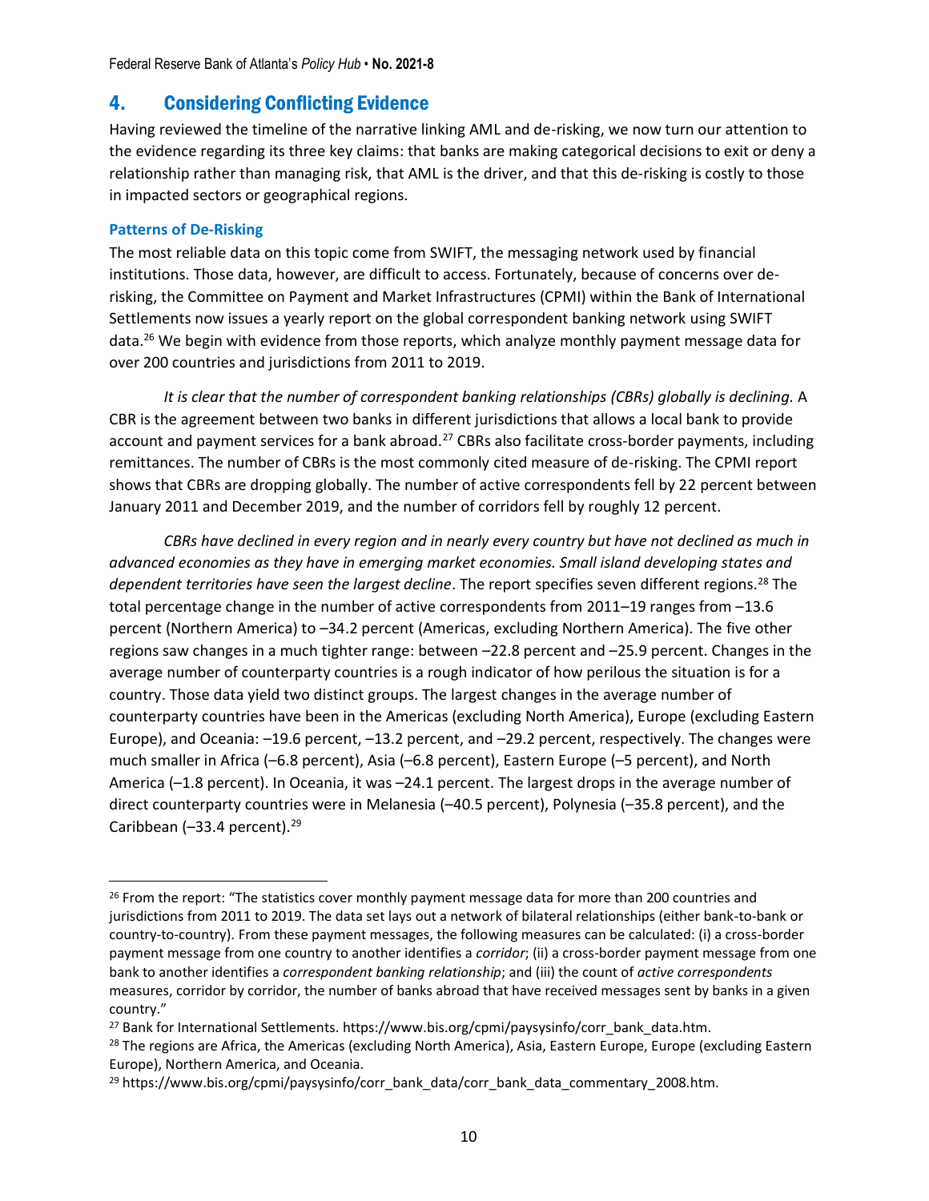## 4. Considering Conflicting Evidence

Having reviewed the timeline of the narrative linking AML and de-risking, we now turn our attention to the evidence regarding its three key claims: that banks are making categorical decisions to exit or deny a relationship rather than managing risk, that AML is the driver, and that this de-risking is costly to those in impacted sectors or geographical regions.

### Patterns of De-Risking

The most reliable data on this topic come from SWIFT, the messaging network used by financial institutions. Those data, however, are difficult to access. Fortunately, because of concerns over de-risking, the Committee on Payment and Market Infrastructures (CPMI) within the Bank of International Settlements now issues a yearly report on the global correspondent banking network using SWIFT data.[26] We begin with evidence from those reports, which analyze monthly payment message data for over 200 countries and jurisdictions from 2011 to 2019.

*It is clear that the number of correspondent banking relationships (CBRs) globally is declining.* A CBR is the agreement between two banks in different jurisdictions that allows a local bank to provide account and payment services for a bank abroad.[27] CBRs also facilitate cross-border payments, including remittances. The number of CBRs is the most commonly cited measure of de-risking. The CPMI report shows that CBRs are dropping globally. The number of active correspondents fell by 22 percent between January 2011 and December 2019, and the number of corridors fell by roughly 12 percent.

*CBRs have declined in every region and in nearly every country but have not declined as much in advanced economies as they have in emerging market economies. Small island developing states and dependent territories have seen the largest decline*. The report specifies seven different regions.[28] The total percentage change in the number of active correspondents from 2011–19 ranges from –13.6 percent (Northern America) to –34.2 percent (Americas, excluding Northern America). The five other regions saw changes in a much tighter range: between –22.8 percent and –25.9 percent. Changes in the average number of counterparty countries is a rough indicator of how perilous the situation is for a country. Those data yield two distinct groups. The largest changes in the average number of counterparty countries have been in the Americas (excluding North America), Europe (excluding Eastern Europe), and Oceania: –19.6 percent, –13.2 percent, and –29.2 percent, respectively. The changes were much smaller in Africa (–6.8 percent), Asia (–6.8 percent), Eastern Europe (–5 percent), and North America (–1.8 percent). In Oceania, it was –24.1 percent. The largest drops in the average number of direct counterparty countries were in Melanesia (–40.5 percent), Polynesia (–35.8 percent), and the Caribbean (–33.4 percent).[29]

---

[26] From the report: "The statistics cover monthly payment message data for more than 200 countries and jurisdictions from 2011 to 2019. The data set lays out a network of bilateral relationships (either bank-to-bank or country-to-country). From these payment messages, the following measures can be calculated: (i) a cross-border payment message from one country to another identifies a *corridor*; (ii) a cross-border payment message from one bank to another identifies a *correspondent banking relationship*; and (iii) the count of *active correspondents* measures, corridor by corridor, the number of banks abroad that have received messages sent by banks in a given country."

[27] Bank for International Settlements. https://www.bis.org/cpmi/paysysinfo/corr_bank_data.htm.

[28] The regions are Africa, the Americas (excluding North America), Asia, Eastern Europe, Europe (excluding Eastern Europe), Northern America, and Oceania.

[29] https://www.bis.org/cpmi/paysysinfo/corr_bank_data/corr_bank_data_commentary_2008.htm.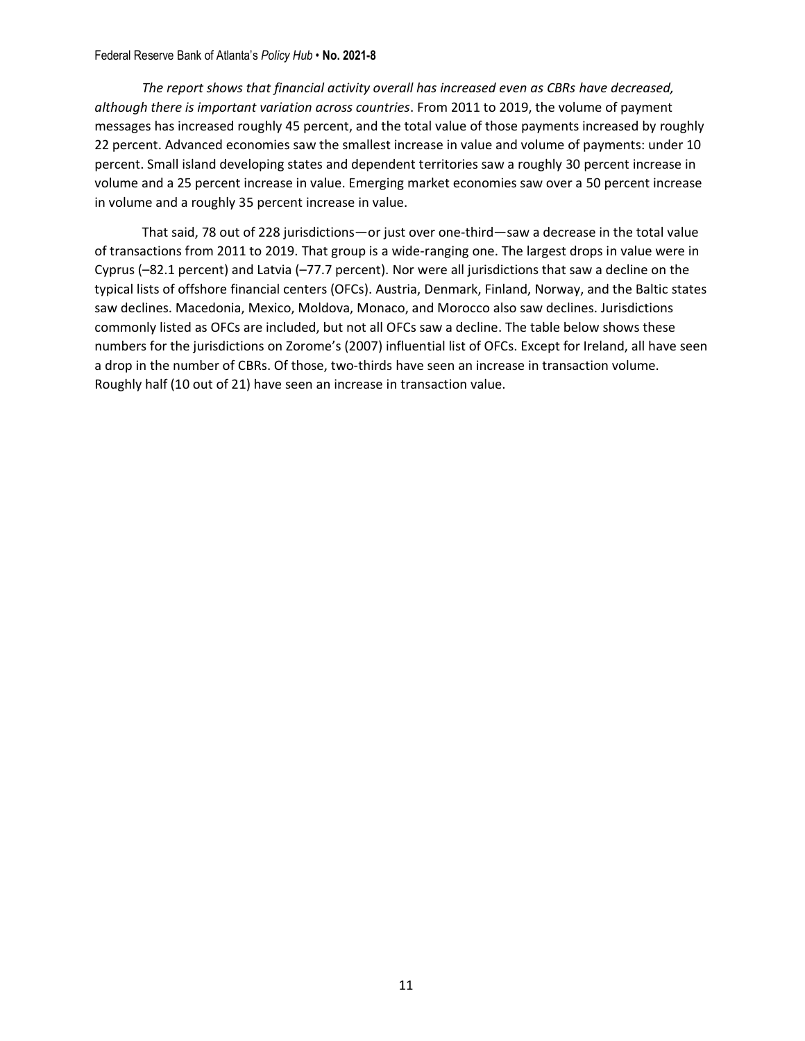*The report shows that financial activity overall has increased even as CBRs have decreased, although there is important variation across countries*. From 2011 to 2019, the volume of payment messages has increased roughly 45 percent, and the total value of those payments increased by roughly 22 percent. Advanced economies saw the smallest increase in value and volume of payments: under 10 percent. Small island developing states and dependent territories saw a roughly 30 percent increase in volume and a 25 percent increase in value. Emerging market economies saw over a 50 percent increase in volume and a roughly 35 percent increase in value.

That said, 78 out of 228 jurisdictions—or just over one-third—saw a decrease in the total value of transactions from 2011 to 2019. That group is a wide-ranging one. The largest drops in value were in Cyprus (–82.1 percent) and Latvia (–77.7 percent). Nor were all jurisdictions that saw a decline on the typical lists of offshore financial centers (OFCs). Austria, Denmark, Finland, Norway, and the Baltic states saw declines. Macedonia, Mexico, Moldova, Monaco, and Morocco also saw declines. Jurisdictions commonly listed as OFCs are included, but not all OFCs saw a decline. The table below shows these numbers for the jurisdictions on Zorome's (2007) influential list of OFCs. Except for Ireland, all have seen a drop in the number of CBRs. Of those, two-thirds have seen an increase in transaction volume. Roughly half (10 out of 21) have seen an increase in transaction value.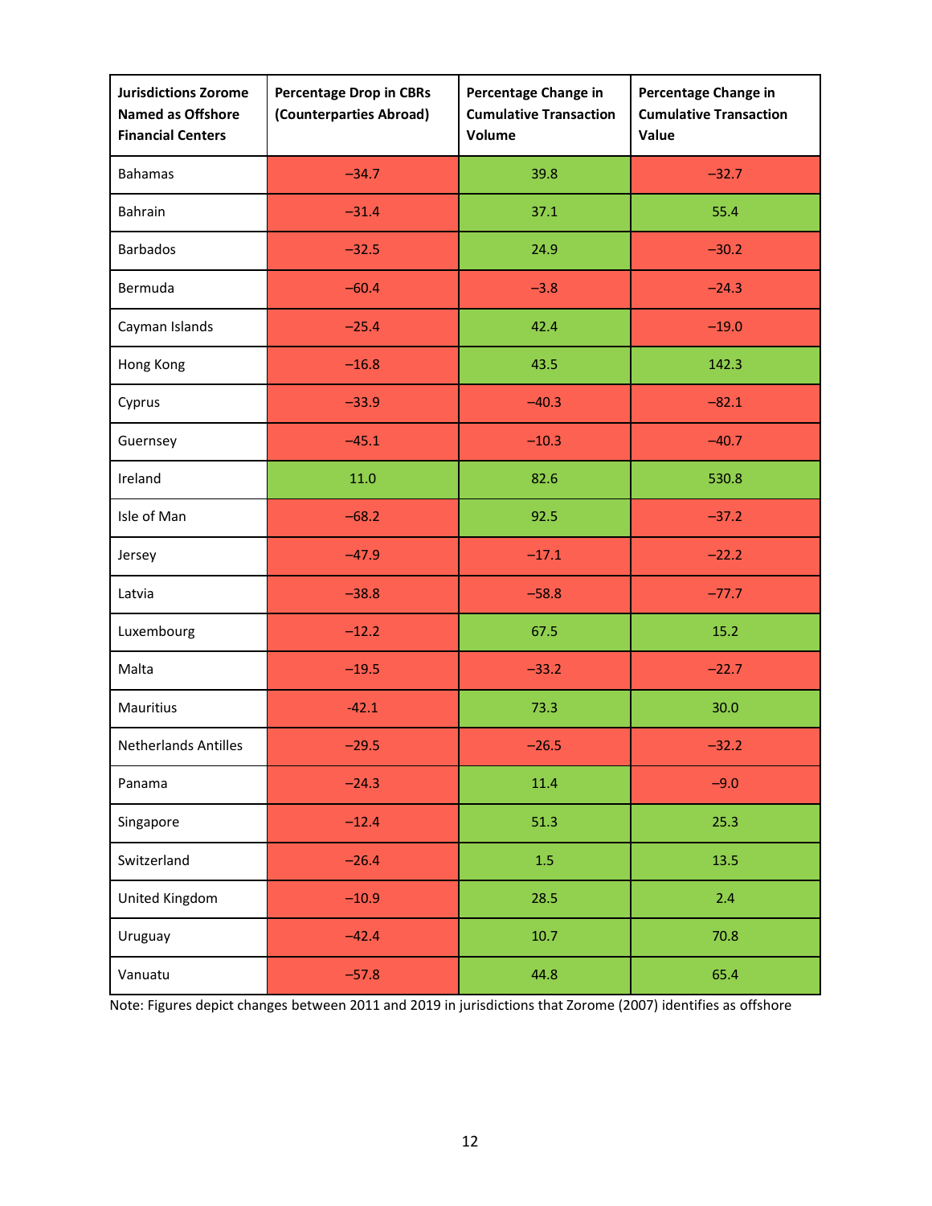| Jurisdictions Zorome Named as Offshore Financial Centers | Percentage Drop in CBRs (Counterparties Abroad) | Percentage Change in Cumulative Transaction Volume | Percentage Change in Cumulative Transaction Value |
|---|---|---|---|
| Bahamas | −34.7 | 39.8 | −32.7 |
| Bahrain | −31.4 | 37.1 | 55.4 |
| Barbados | −32.5 | 24.9 | −30.2 |
| Bermuda | −60.4 | −3.8 | −24.3 |
| Cayman Islands | −25.4 | 42.4 | −19.0 |
| Hong Kong | −16.8 | 43.5 | 142.3 |
| Cyprus | −33.9 | −40.3 | −82.1 |
| Guernsey | −45.1 | −10.3 | −40.7 |
| Ireland | 11.0 | 82.6 | 530.8 |
| Isle of Man | −68.2 | 92.5 | −37.2 |
| Jersey | −47.9 | −17.1 | −22.2 |
| Latvia | −38.8 | −58.8 | −77.7 |
| Luxembourg | −12.2 | 67.5 | 15.2 |
| Malta | −19.5 | −33.2 | −22.7 |
| Mauritius | -42.1 | 73.3 | 30.0 |
| Netherlands Antilles | −29.5 | −26.5 | −32.2 |
| Panama | −24.3 | 11.4 | −9.0 |
| Singapore | −12.4 | 51.3 | 25.3 |
| Switzerland | −26.4 | 1.5 | 13.5 |
| United Kingdom | −10.9 | 28.5 | 2.4 |
| Uruguay | −42.4 | 10.7 | 70.8 |
| Vanuatu | −57.8 | 44.8 | 65.4 |

Note: Figures depict changes between 2011 and 2019 in jurisdictions that Zorome (2007) identifies as offshore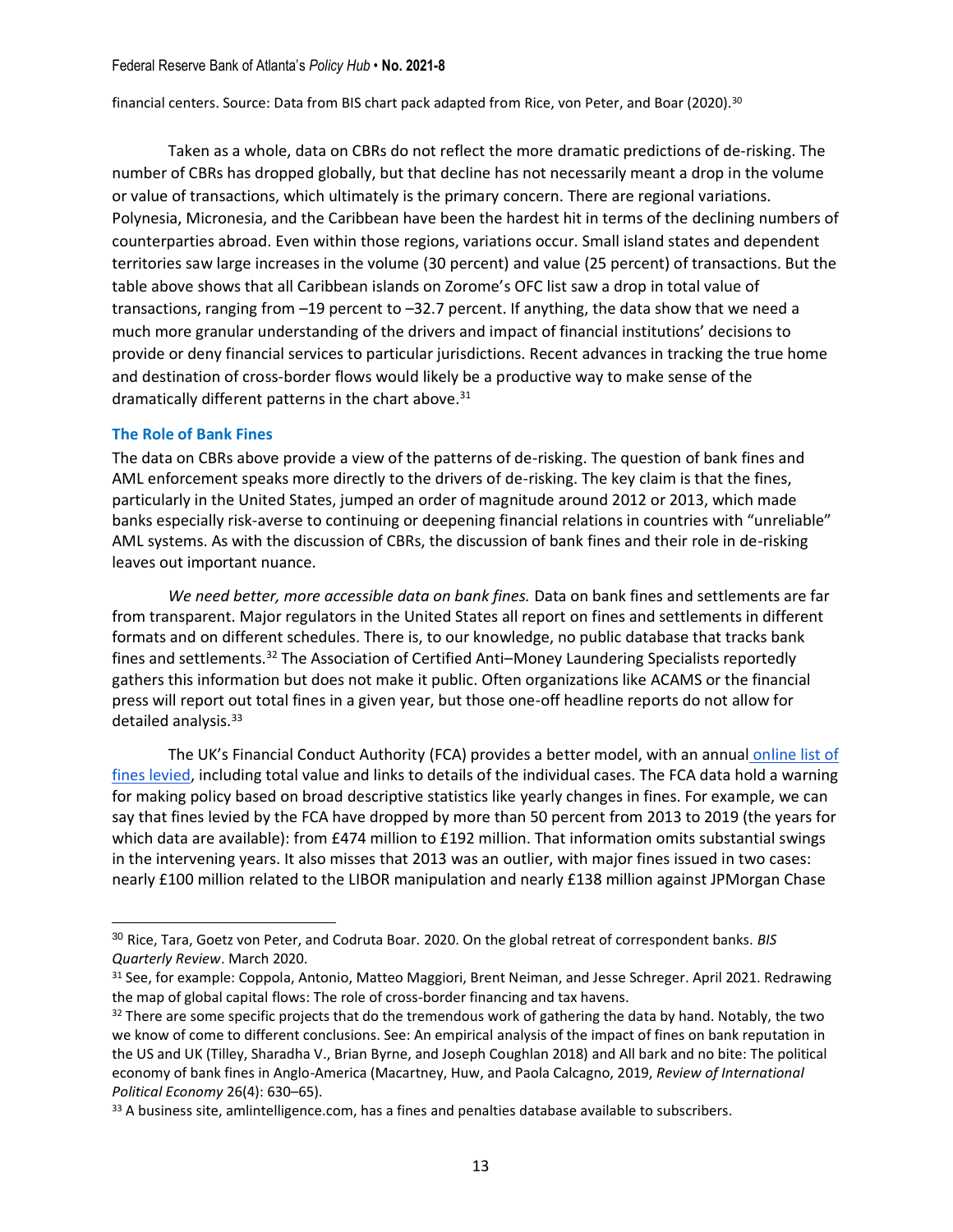financial centers. Source: Data from BIS chart pack adapted from Rice, von Peter, and Boar (2020).[30]

Taken as a whole, data on CBRs do not reflect the more dramatic predictions of de-risking. The number of CBRs has dropped globally, but that decline has not necessarily meant a drop in the volume or value of transactions, which ultimately is the primary concern. There are regional variations. Polynesia, Micronesia, and the Caribbean have been the hardest hit in terms of the declining numbers of counterparties abroad. Even within those regions, variations occur. Small island states and dependent territories saw large increases in the volume (30 percent) and value (25 percent) of transactions. But the table above shows that all Caribbean islands on Zorome's OFC list saw a drop in total value of transactions, ranging from –19 percent to –32.7 percent. If anything, the data show that we need a much more granular understanding of the drivers and impact of financial institutions' decisions to provide or deny financial services to particular jurisdictions. Recent advances in tracking the true home and destination of cross-border flows would likely be a productive way to make sense of the dramatically different patterns in the chart above.[31]

### The Role of Bank Fines

The data on CBRs above provide a view of the patterns of de-risking. The question of bank fines and AML enforcement speaks more directly to the drivers of de-risking. The key claim is that the fines, particularly in the United States, jumped an order of magnitude around 2012 or 2013, which made banks especially risk-averse to continuing or deepening financial relations in countries with "unreliable" AML systems. As with the discussion of CBRs, the discussion of bank fines and their role in de-risking leaves out important nuance.

*We need better, more accessible data on bank fines.* Data on bank fines and settlements are far from transparent. Major regulators in the United States all report on fines and settlements in different formats and on different schedules. There is, to our knowledge, no public database that tracks bank fines and settlements.[32] The Association of Certified Anti–Money Laundering Specialists reportedly gathers this information but does not make it public. Often organizations like ACAMS or the financial press will report out total fines in a given year, but those one-off headline reports do not allow for detailed analysis.[33]

The UK's Financial Conduct Authority (FCA) provides a better model, with an annual online list of fines levied, including total value and links to details of the individual cases. The FCA data hold a warning for making policy based on broad descriptive statistics like yearly changes in fines. For example, we can say that fines levied by the FCA have dropped by more than 50 percent from 2013 to 2019 (the years for which data are available): from £474 million to £192 million. That information omits substantial swings in the intervening years. It also misses that 2013 was an outlier, with major fines issued in two cases: nearly £100 million related to the LIBOR manipulation and nearly £138 million against JPMorgan Chase

---

[30] Rice, Tara, Goetz von Peter, and Codruta Boar. 2020. On the global retreat of correspondent banks. *BIS Quarterly Review*. March 2020.

[31] See, for example: Coppola, Antonio, Matteo Maggiori, Brent Neiman, and Jesse Schreger. April 2021. Redrawing the map of global capital flows: The role of cross-border financing and tax havens.

[32] There are some specific projects that do the tremendous work of gathering the data by hand. Notably, the two we know of come to different conclusions. See: An empirical analysis of the impact of fines on bank reputation in the US and UK (Tilley, Sharadha V., Brian Byrne, and Joseph Coughlan 2018) and All bark and no bite: The political economy of bank fines in Anglo-America (Macartney, Huw, and Paola Calcagno, 2019, *Review of International Political Economy* 26(4): 630–65).

[33] A business site, amlintelligence.com, has a fines and penalties database available to subscribers.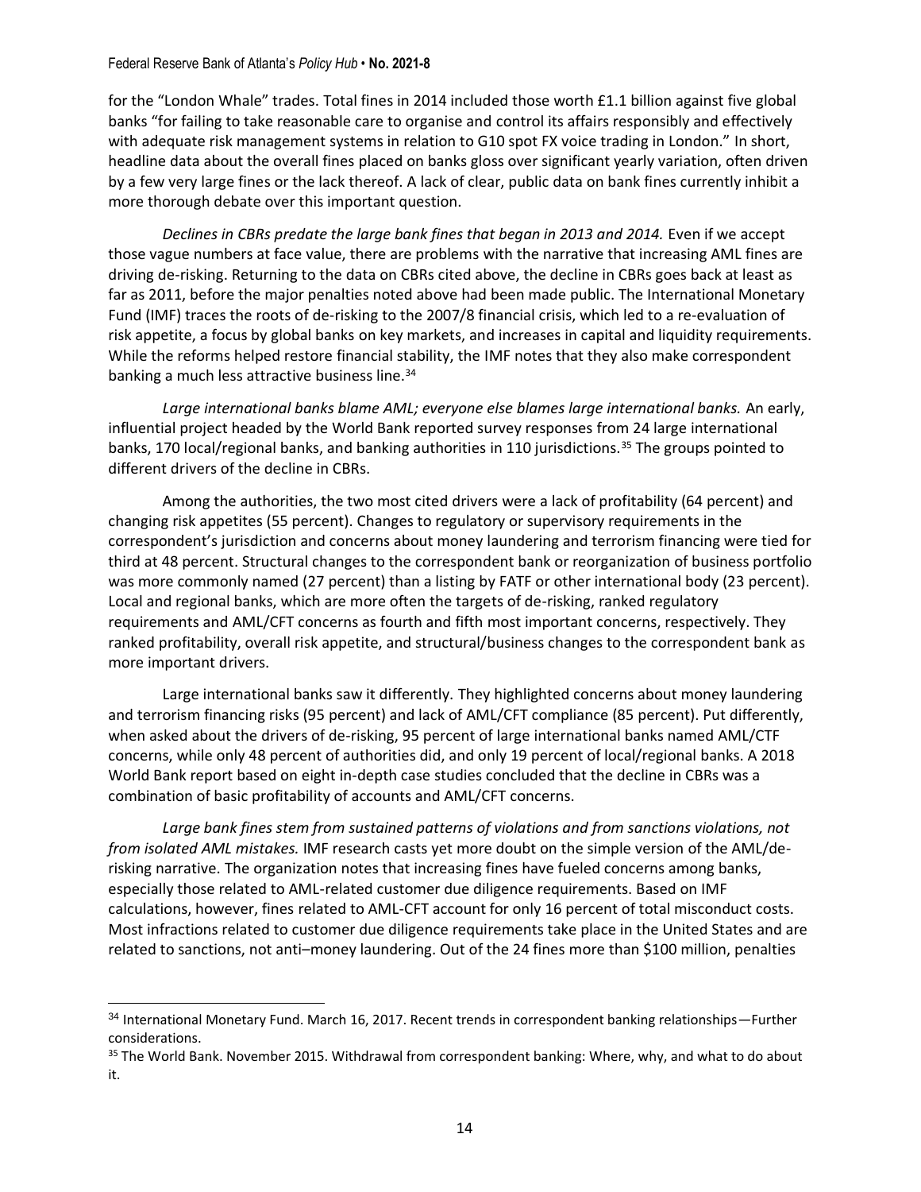for the "London Whale" trades. Total fines in 2014 included those worth £1.1 billion against five global banks "for failing to take reasonable care to organise and control its affairs responsibly and effectively with adequate risk management systems in relation to G10 spot FX voice trading in London." In short, headline data about the overall fines placed on banks gloss over significant yearly variation, often driven by a few very large fines or the lack thereof. A lack of clear, public data on bank fines currently inhibit a more thorough debate over this important question.

*Declines in CBRs predate the large bank fines that began in 2013 and 2014.* Even if we accept those vague numbers at face value, there are problems with the narrative that increasing AML fines are driving de-risking. Returning to the data on CBRs cited above, the decline in CBRs goes back at least as far as 2011, before the major penalties noted above had been made public. The International Monetary Fund (IMF) traces the roots of de-risking to the 2007/8 financial crisis, which led to a re-evaluation of risk appetite, a focus by global banks on key markets, and increases in capital and liquidity requirements. While the reforms helped restore financial stability, the IMF notes that they also make correspondent banking a much less attractive business line.[34]

*Large international banks blame AML; everyone else blames large international banks.* An early, influential project headed by the World Bank reported survey responses from 24 large international banks, 170 local/regional banks, and banking authorities in 110 jurisdictions.[35] The groups pointed to different drivers of the decline in CBRs.

Among the authorities, the two most cited drivers were a lack of profitability (64 percent) and changing risk appetites (55 percent). Changes to regulatory or supervisory requirements in the correspondent's jurisdiction and concerns about money laundering and terrorism financing were tied for third at 48 percent. Structural changes to the correspondent bank or reorganization of business portfolio was more commonly named (27 percent) than a listing by FATF or other international body (23 percent). Local and regional banks, which are more often the targets of de-risking, ranked regulatory requirements and AML/CFT concerns as fourth and fifth most important concerns, respectively. They ranked profitability, overall risk appetite, and structural/business changes to the correspondent bank as more important drivers.

Large international banks saw it differently. They highlighted concerns about money laundering and terrorism financing risks (95 percent) and lack of AML/CFT compliance (85 percent). Put differently, when asked about the drivers of de-risking, 95 percent of large international banks named AML/CTF concerns, while only 48 percent of authorities did, and only 19 percent of local/regional banks. A 2018 World Bank report based on eight in-depth case studies concluded that the decline in CBRs was a combination of basic profitability of accounts and AML/CFT concerns.

*Large bank fines stem from sustained patterns of violations and from sanctions violations, not from isolated AML mistakes.* IMF research casts yet more doubt on the simple version of the AML/de-risking narrative. The organization notes that increasing fines have fueled concerns among banks, especially those related to AML-related customer due diligence requirements. Based on IMF calculations, however, fines related to AML-CFT account for only 16 percent of total misconduct costs. Most infractions related to customer due diligence requirements take place in the United States and are related to sanctions, not anti–money laundering. Out of the 24 fines more than $100 million, penalties

---

[34] International Monetary Fund. March 16, 2017. Recent trends in correspondent banking relationships—Further considerations.

[35] The World Bank. November 2015. Withdrawal from correspondent banking: Where, why, and what to do about it.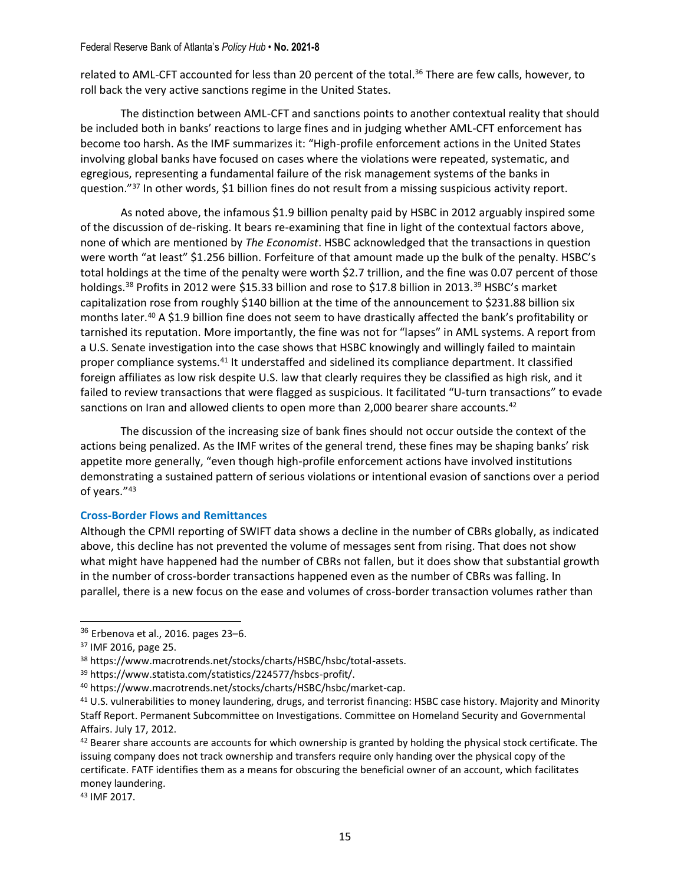related to AML-CFT accounted for less than 20 percent of the total.[36] There are few calls, however, to roll back the very active sanctions regime in the United States.

The distinction between AML-CFT and sanctions points to another contextual reality that should be included both in banks' reactions to large fines and in judging whether AML-CFT enforcement has become too harsh. As the IMF summarizes it: "High-profile enforcement actions in the United States involving global banks have focused on cases where the violations were repeated, systematic, and egregious, representing a fundamental failure of the risk management systems of the banks in question."[37] In other words, $1 billion fines do not result from a missing suspicious activity report.

As noted above, the infamous $1.9 billion penalty paid by HSBC in 2012 arguably inspired some of the discussion of de-risking. It bears re-examining that fine in light of the contextual factors above, none of which are mentioned by *The Economist*. HSBC acknowledged that the transactions in question were worth "at least" $1.256 billion. Forfeiture of that amount made up the bulk of the penalty. HSBC's total holdings at the time of the penalty were worth $2.7 trillion, and the fine was 0.07 percent of those holdings.[38] Profits in 2012 were $15.33 billion and rose to $17.8 billion in 2013.[39] HSBC's market capitalization rose from roughly $140 billion at the time of the announcement to $231.88 billion six months later.[40] A $1.9 billion fine does not seem to have drastically affected the bank's profitability or tarnished its reputation. More importantly, the fine was not for "lapses" in AML systems. A report from a U.S. Senate investigation into the case shows that HSBC knowingly and willingly failed to maintain proper compliance systems.[41] It understaffed and sidelined its compliance department. It classified foreign affiliates as low risk despite U.S. law that clearly requires they be classified as high risk, and it failed to review transactions that were flagged as suspicious. It facilitated "U-turn transactions" to evade sanctions on Iran and allowed clients to open more than 2,000 bearer share accounts.[42]

The discussion of the increasing size of bank fines should not occur outside the context of the actions being penalized. As the IMF writes of the general trend, these fines may be shaping banks' risk appetite more generally, "even though high-profile enforcement actions have involved institutions demonstrating a sustained pattern of serious violations or intentional evasion of sanctions over a period of years."[43]

### Cross-Border Flows and Remittances

Although the CPMI reporting of SWIFT data shows a decline in the number of CBRs globally, as indicated above, this decline has not prevented the volume of messages sent from rising. That does not show what might have happened had the number of CBRs not fallen, but it does show that substantial growth in the number of cross-border transactions happened even as the number of CBRs was falling. In parallel, there is a new focus on the ease and volumes of cross-border transaction volumes rather than

---

[36] Erbenova et al., 2016. pages 23–6.

[37] IMF 2016, page 25.

[38] https://www.macrotrends.net/stocks/charts/HSBC/hsbc/total-assets.

[39] https://www.statista.com/statistics/224577/hsbcs-profit/.

[40] https://www.macrotrends.net/stocks/charts/HSBC/hsbc/market-cap.

[41] U.S. vulnerabilities to money laundering, drugs, and terrorist financing: HSBC case history. Majority and Minority Staff Report. Permanent Subcommittee on Investigations. Committee on Homeland Security and Governmental Affairs. July 17, 2012.

[42] Bearer share accounts are accounts for which ownership is granted by holding the physical stock certificate. The issuing company does not track ownership and transfers require only handing over the physical copy of the certificate. FATF identifies them as a means for obscuring the beneficial owner of an account, which facilitates money laundering.

[43] IMF 2017.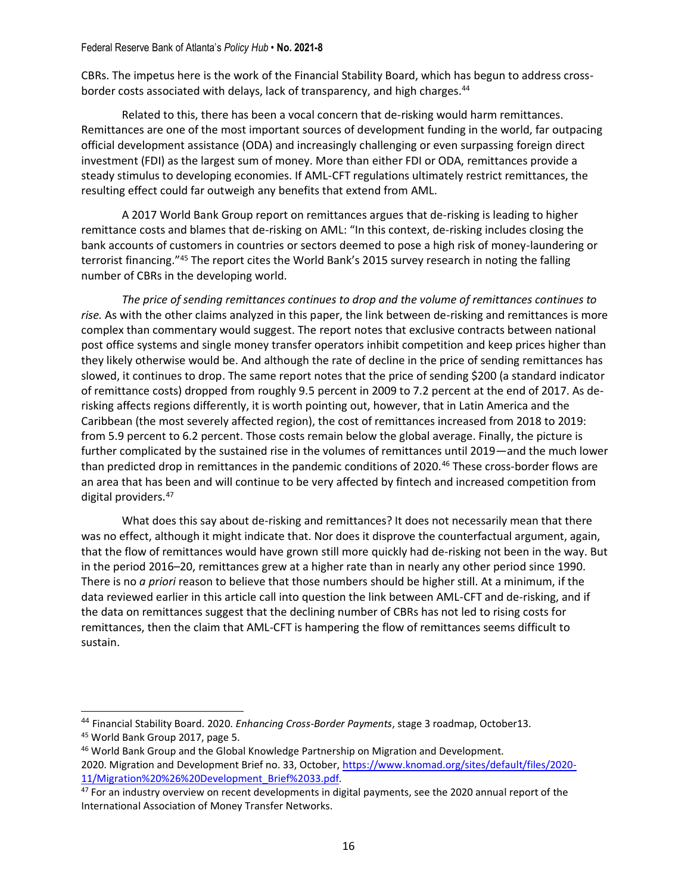CBRs. The impetus here is the work of the Financial Stability Board, which has begun to address cross-border costs associated with delays, lack of transparency, and high charges.[44]

Related to this, there has been a vocal concern that de-risking would harm remittances. Remittances are one of the most important sources of development funding in the world, far outpacing official development assistance (ODA) and increasingly challenging or even surpassing foreign direct investment (FDI) as the largest sum of money. More than either FDI or ODA, remittances provide a steady stimulus to developing economies. If AML-CFT regulations ultimately restrict remittances, the resulting effect could far outweigh any benefits that extend from AML.

A 2017 World Bank Group report on remittances argues that de-risking is leading to higher remittance costs and blames that de-risking on AML: "In this context, de-risking includes closing the bank accounts of customers in countries or sectors deemed to pose a high risk of money-laundering or terrorist financing."[45] The report cites the World Bank's 2015 survey research in noting the falling number of CBRs in the developing world.

*The price of sending remittances continues to drop and the volume of remittances continues to rise.* As with the other claims analyzed in this paper, the link between de-risking and remittances is more complex than commentary would suggest. The report notes that exclusive contracts between national post office systems and single money transfer operators inhibit competition and keep prices higher than they likely otherwise would be. And although the rate of decline in the price of sending remittances has slowed, it continues to drop. The same report notes that the price of sending $200 (a standard indicator of remittance costs) dropped from roughly 9.5 percent in 2009 to 7.2 percent at the end of 2017. As de-risking affects regions differently, it is worth pointing out, however, that in Latin America and the Caribbean (the most severely affected region), the cost of remittances increased from 2018 to 2019: from 5.9 percent to 6.2 percent. Those costs remain below the global average. Finally, the picture is further complicated by the sustained rise in the volumes of remittances until 2019—and the much lower than predicted drop in remittances in the pandemic conditions of 2020.[46] These cross-border flows are an area that has been and will continue to be very affected by fintech and increased competition from digital providers.[47]

What does this say about de-risking and remittances? It does not necessarily mean that there was no effect, although it might indicate that. Nor does it disprove the counterfactual argument, again, that the flow of remittances would have grown still more quickly had de-risking not been in the way. But in the period 2016–20, remittances grew at a higher rate than in nearly any other period since 1990. There is no *a priori* reason to believe that those numbers should be higher still. At a minimum, if the data reviewed earlier in this article call into question the link between AML-CFT and de-risking, and if the data on remittances suggest that the declining number of CBRs has not led to rising costs for remittances, then the claim that AML-CFT is hampering the flow of remittances seems difficult to sustain.

---

[44] Financial Stability Board. 2020. *Enhancing Cross-Border Payments*, stage 3 roadmap, October13.

[45] World Bank Group 2017, page 5.

[46] World Bank Group and the Global Knowledge Partnership on Migration and Development. 2020. Migration and Development Brief no. 33, October, [https://www.knomad.org/sites/default/files/2020-11/Migration%20%26%20Development_Brief%2033.pdf](https://www.knomad.org/sites/default/files/2020-11/Migration%20%26%20Development_Brief%2033.pdf).

[47] For an industry overview on recent developments in digital payments, see the 2020 annual report of the International Association of Money Transfer Networks.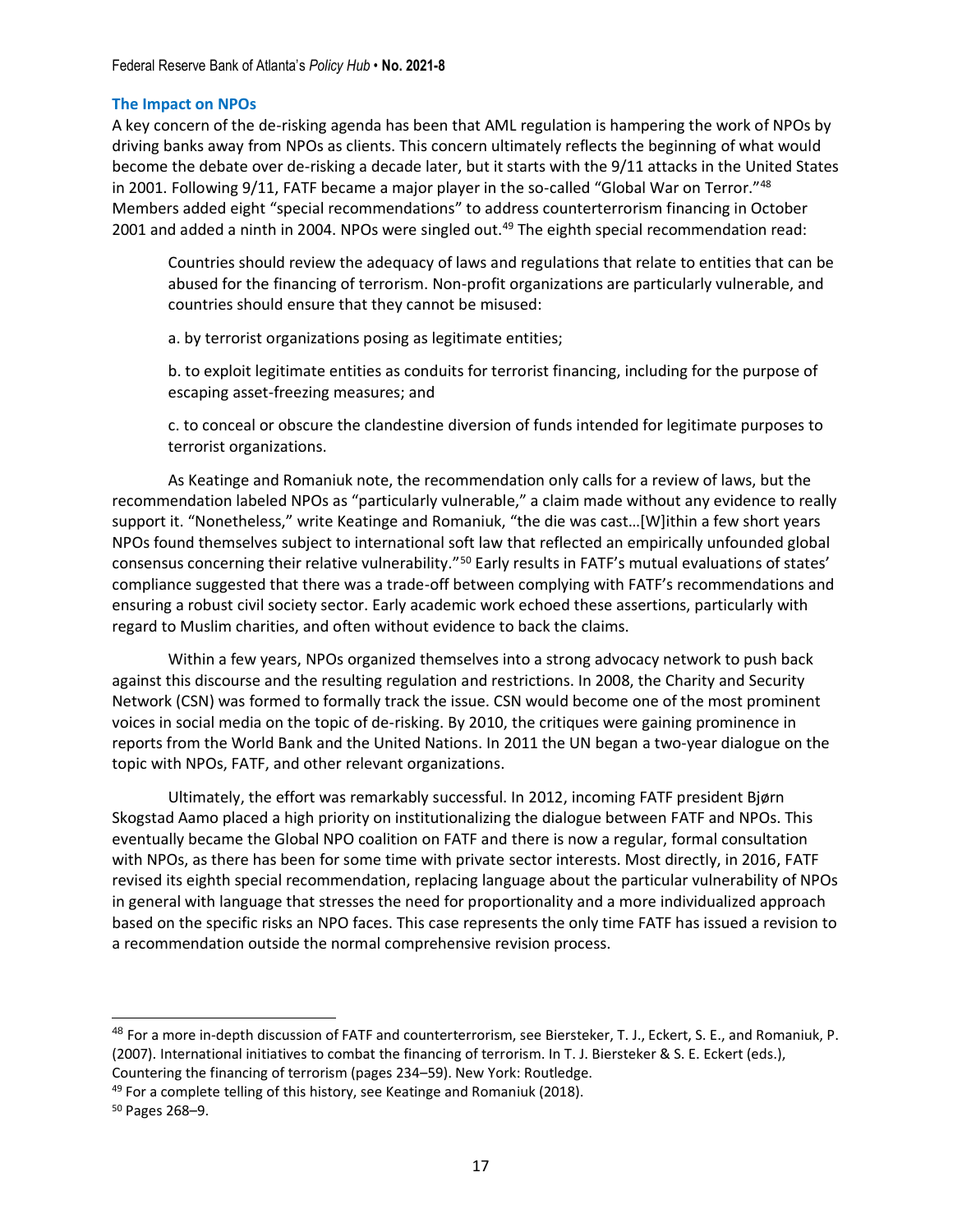### The Impact on NPOs

A key concern of the de-risking agenda has been that AML regulation is hampering the work of NPOs by driving banks away from NPOs as clients. This concern ultimately reflects the beginning of what would become the debate over de-risking a decade later, but it starts with the 9/11 attacks in the United States in 2001. Following 9/11, FATF became a major player in the so-called "Global War on Terror."[48] Members added eight "special recommendations" to address counterterrorism financing in October 2001 and added a ninth in 2004. NPOs were singled out.[49] The eighth special recommendation read:

> Countries should review the adequacy of laws and regulations that relate to entities that can be abused for the financing of terrorism. Non-profit organizations are particularly vulnerable, and countries should ensure that they cannot be misused:
>
> a. by terrorist organizations posing as legitimate entities;
>
> b. to exploit legitimate entities as conduits for terrorist financing, including for the purpose of escaping asset-freezing measures; and
>
> c. to conceal or obscure the clandestine diversion of funds intended for legitimate purposes to terrorist organizations.

As Keatinge and Romaniuk note, the recommendation only calls for a review of laws, but the recommendation labeled NPOs as "particularly vulnerable," a claim made without any evidence to really support it. "Nonetheless," write Keatinge and Romaniuk, "the die was cast…[W]ithin a few short years NPOs found themselves subject to international soft law that reflected an empirically unfounded global consensus concerning their relative vulnerability."[50] Early results in FATF's mutual evaluations of states' compliance suggested that there was a trade-off between complying with FATF's recommendations and ensuring a robust civil society sector. Early academic work echoed these assertions, particularly with regard to Muslim charities, and often without evidence to back the claims.

Within a few years, NPOs organized themselves into a strong advocacy network to push back against this discourse and the resulting regulation and restrictions. In 2008, the Charity and Security Network (CSN) was formed to formally track the issue. CSN would become one of the most prominent voices in social media on the topic of de-risking. By 2010, the critiques were gaining prominence in reports from the World Bank and the United Nations. In 2011 the UN began a two-year dialogue on the topic with NPOs, FATF, and other relevant organizations.

Ultimately, the effort was remarkably successful. In 2012, incoming FATF president Bjørn Skogstad Aamo placed a high priority on institutionalizing the dialogue between FATF and NPOs. This eventually became the Global NPO coalition on FATF and there is now a regular, formal consultation with NPOs, as there has been for some time with private sector interests. Most directly, in 2016, FATF revised its eighth special recommendation, replacing language about the particular vulnerability of NPOs in general with language that stresses the need for proportionality and a more individualized approach based on the specific risks an NPO faces. This case represents the only time FATF has issued a revision to a recommendation outside the normal comprehensive revision process.

---

[48] For a more in-depth discussion of FATF and counterterrorism, see Biersteker, T. J., Eckert, S. E., and Romaniuk, P. (2007). International initiatives to combat the financing of terrorism. In T. J. Biersteker & S. E. Eckert (eds.), Countering the financing of terrorism (pages 234–59). New York: Routledge.

[49] For a complete telling of this history, see Keatinge and Romaniuk (2018).

[50] Pages 268–9.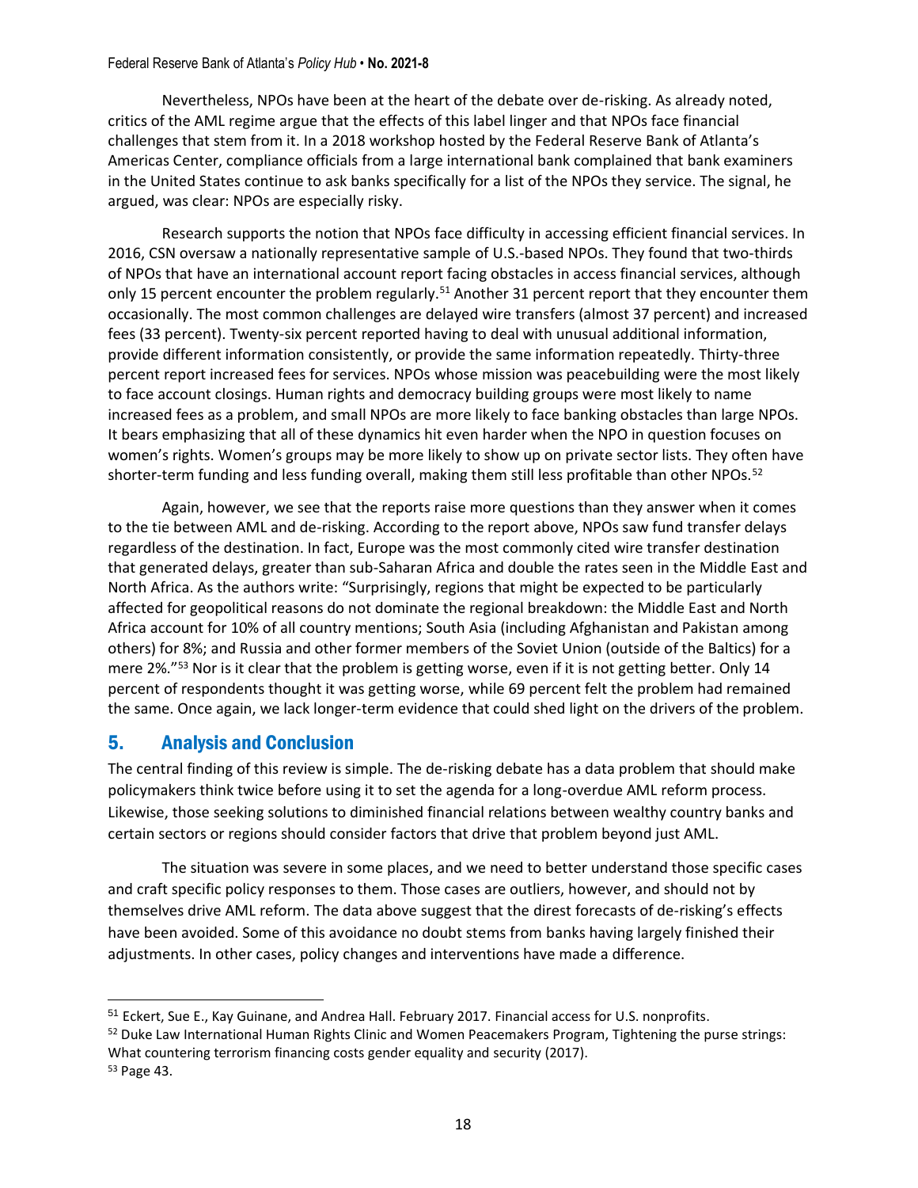Nevertheless, NPOs have been at the heart of the debate over de-risking. As already noted, critics of the AML regime argue that the effects of this label linger and that NPOs face financial challenges that stem from it. In a 2018 workshop hosted by the Federal Reserve Bank of Atlanta's Americas Center, compliance officials from a large international bank complained that bank examiners in the United States continue to ask banks specifically for a list of the NPOs they service. The signal, he argued, was clear: NPOs are especially risky.

Research supports the notion that NPOs face difficulty in accessing efficient financial services. In 2016, CSN oversaw a nationally representative sample of U.S.-based NPOs. They found that two-thirds of NPOs that have an international account report facing obstacles in access financial services, although only 15 percent encounter the problem regularly.[51] Another 31 percent report that they encounter them occasionally. The most common challenges are delayed wire transfers (almost 37 percent) and increased fees (33 percent). Twenty-six percent reported having to deal with unusual additional information, provide different information consistently, or provide the same information repeatedly. Thirty-three percent report increased fees for services. NPOs whose mission was peacebuilding were the most likely to face account closings. Human rights and democracy building groups were most likely to name increased fees as a problem, and small NPOs are more likely to face banking obstacles than large NPOs. It bears emphasizing that all of these dynamics hit even harder when the NPO in question focuses on women's rights. Women's groups may be more likely to show up on private sector lists. They often have shorter-term funding and less funding overall, making them still less profitable than other NPOs.[52]

Again, however, we see that the reports raise more questions than they answer when it comes to the tie between AML and de-risking. According to the report above, NPOs saw fund transfer delays regardless of the destination. In fact, Europe was the most commonly cited wire transfer destination that generated delays, greater than sub-Saharan Africa and double the rates seen in the Middle East and North Africa. As the authors write: "Surprisingly, regions that might be expected to be particularly affected for geopolitical reasons do not dominate the regional breakdown: the Middle East and North Africa account for 10% of all country mentions; South Asia (including Afghanistan and Pakistan among others) for 8%; and Russia and other former members of the Soviet Union (outside of the Baltics) for a mere 2%."[53] Nor is it clear that the problem is getting worse, even if it is not getting better. Only 14 percent of respondents thought it was getting worse, while 69 percent felt the problem had remained the same. Once again, we lack longer-term evidence that could shed light on the drivers of the problem.

## 5. Analysis and Conclusion

The central finding of this review is simple. The de-risking debate has a data problem that should make policymakers think twice before using it to set the agenda for a long-overdue AML reform process. Likewise, those seeking solutions to diminished financial relations between wealthy country banks and certain sectors or regions should consider factors that drive that problem beyond just AML.

The situation was severe in some places, and we need to better understand those specific cases and craft specific policy responses to them. Those cases are outliers, however, and should not by themselves drive AML reform. The data above suggest that the direst forecasts of de-risking's effects have been avoided. Some of this avoidance no doubt stems from banks having largely finished their adjustments. In other cases, policy changes and interventions have made a difference.

---

[51] Eckert, Sue E., Kay Guinane, and Andrea Hall. February 2017. Financial access for U.S. nonprofits.

[52] Duke Law International Human Rights Clinic and Women Peacemakers Program, Tightening the purse strings: What countering terrorism financing costs gender equality and security (2017).

[53] Page 43.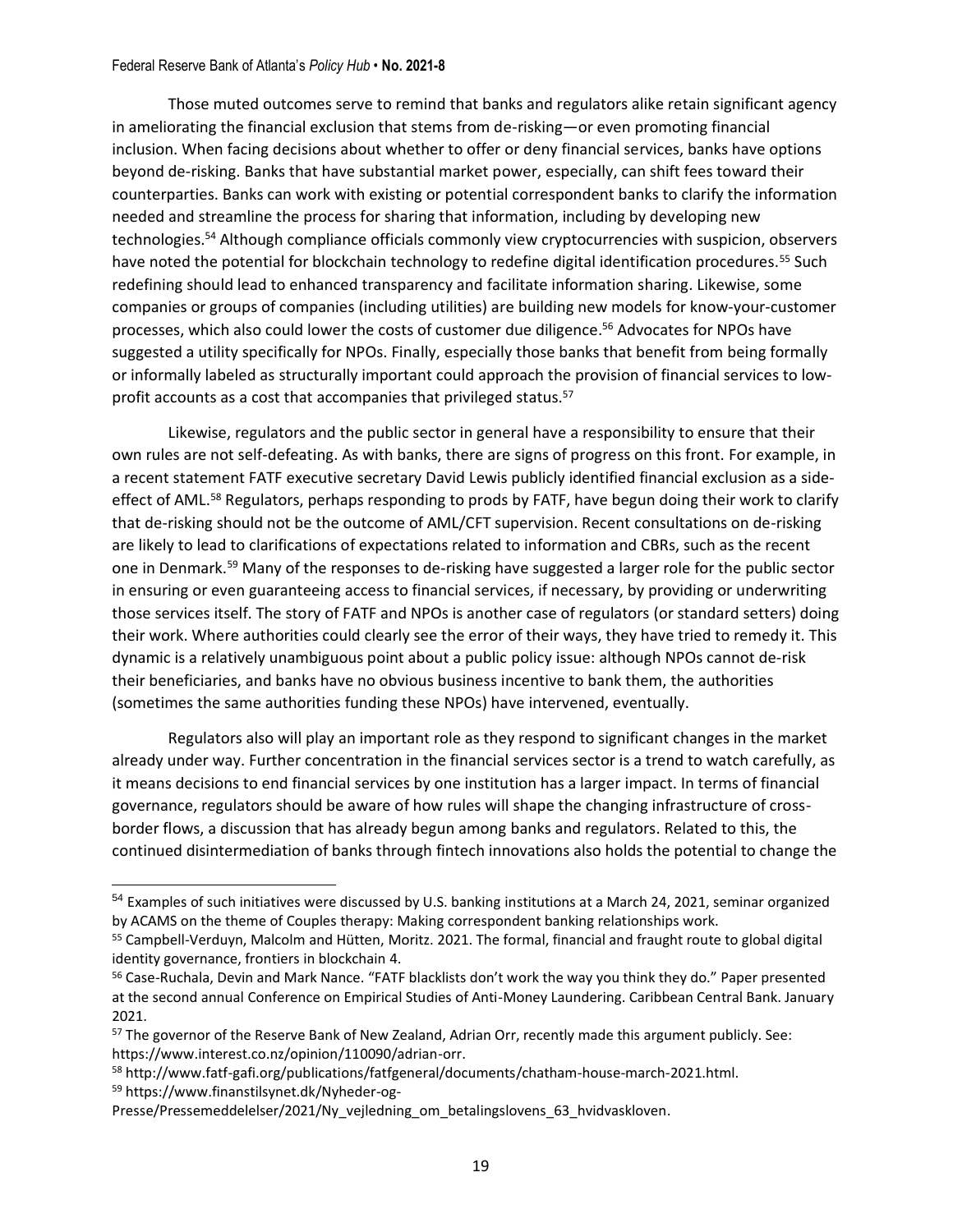Those muted outcomes serve to remind that banks and regulators alike retain significant agency in ameliorating the financial exclusion that stems from de-risking—or even promoting financial inclusion. When facing decisions about whether to offer or deny financial services, banks have options beyond de-risking. Banks that have substantial market power, especially, can shift fees toward their counterparties. Banks can work with existing or potential correspondent banks to clarify the information needed and streamline the process for sharing that information, including by developing new technologies.[54] Although compliance officials commonly view cryptocurrencies with suspicion, observers have noted the potential for blockchain technology to redefine digital identification procedures.[55] Such redefining should lead to enhanced transparency and facilitate information sharing. Likewise, some companies or groups of companies (including utilities) are building new models for know-your-customer processes, which also could lower the costs of customer due diligence.[56] Advocates for NPOs have suggested a utility specifically for NPOs. Finally, especially those banks that benefit from being formally or informally labeled as structurally important could approach the provision of financial services to low-profit accounts as a cost that accompanies that privileged status.[57]

Likewise, regulators and the public sector in general have a responsibility to ensure that their own rules are not self-defeating. As with banks, there are signs of progress on this front. For example, in a recent statement FATF executive secretary David Lewis publicly identified financial exclusion as a side-effect of AML.[58] Regulators, perhaps responding to prods by FATF, have begun doing their work to clarify that de-risking should not be the outcome of AML/CFT supervision. Recent consultations on de-risking are likely to lead to clarifications of expectations related to information and CBRs, such as the recent one in Denmark.[59] Many of the responses to de-risking have suggested a larger role for the public sector in ensuring or even guaranteeing access to financial services, if necessary, by providing or underwriting those services itself. The story of FATF and NPOs is another case of regulators (or standard setters) doing their work. Where authorities could clearly see the error of their ways, they have tried to remedy it. This dynamic is a relatively unambiguous point about a public policy issue: although NPOs cannot de-risk their beneficiaries, and banks have no obvious business incentive to bank them, the authorities (sometimes the same authorities funding these NPOs) have intervened, eventually.

Regulators also will play an important role as they respond to significant changes in the market already under way. Further concentration in the financial services sector is a trend to watch carefully, as it means decisions to end financial services by one institution has a larger impact. In terms of financial governance, regulators should be aware of how rules will shape the changing infrastructure of cross-border flows, a discussion that has already begun among banks and regulators. Related to this, the continued disintermediation of banks through fintech innovations also holds the potential to change the

---

[54] Examples of such initiatives were discussed by U.S. banking institutions at a March 24, 2021, seminar organized by ACAMS on the theme of Couples therapy: Making correspondent banking relationships work.

[55] Campbell-Verduyn, Malcolm and Hütten, Moritz. 2021. The formal, financial and fraught route to global digital identity governance, frontiers in blockchain 4.

[56] Case-Ruchala, Devin and Mark Nance. "FATF blacklists don't work the way you think they do." Paper presented at the second annual Conference on Empirical Studies of Anti-Money Laundering. Caribbean Central Bank. January 2021.

[57] The governor of the Reserve Bank of New Zealand, Adrian Orr, recently made this argument publicly. See: https://www.interest.co.nz/opinion/110090/adrian-orr.

[58] http://www.fatf-gafi.org/publications/fatfgeneral/documents/chatham-house-march-2021.html.

[59] https://www.finanstilsynet.dk/Nyheder-og-Presse/Pressemeddelelser/2021/Ny_vejledning_om_betalingslovens_63_hvidvaskloven.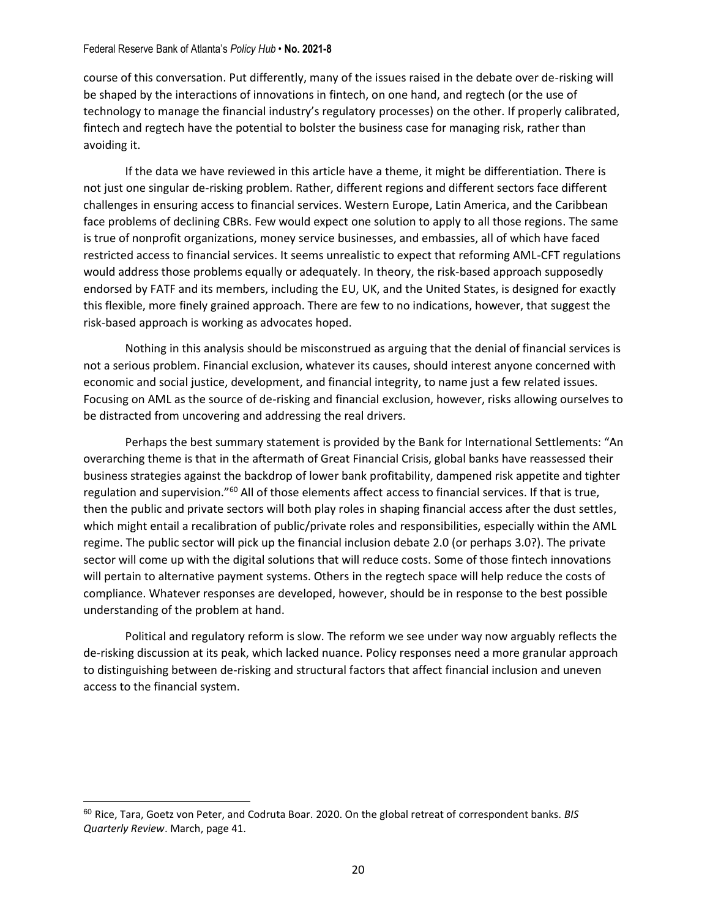course of this conversation. Put differently, many of the issues raised in the debate over de-risking will be shaped by the interactions of innovations in fintech, on one hand, and regtech (or the use of technology to manage the financial industry's regulatory processes) on the other. If properly calibrated, fintech and regtech have the potential to bolster the business case for managing risk, rather than avoiding it.

If the data we have reviewed in this article have a theme, it might be differentiation. There is not just one singular de-risking problem. Rather, different regions and different sectors face different challenges in ensuring access to financial services. Western Europe, Latin America, and the Caribbean face problems of declining CBRs. Few would expect one solution to apply to all those regions. The same is true of nonprofit organizations, money service businesses, and embassies, all of which have faced restricted access to financial services. It seems unrealistic to expect that reforming AML-CFT regulations would address those problems equally or adequately. In theory, the risk-based approach supposedly endorsed by FATF and its members, including the EU, UK, and the United States, is designed for exactly this flexible, more finely grained approach. There are few to no indications, however, that suggest the risk-based approach is working as advocates hoped.

Nothing in this analysis should be misconstrued as arguing that the denial of financial services is not a serious problem. Financial exclusion, whatever its causes, should interest anyone concerned with economic and social justice, development, and financial integrity, to name just a few related issues. Focusing on AML as the source of de-risking and financial exclusion, however, risks allowing ourselves to be distracted from uncovering and addressing the real drivers.

Perhaps the best summary statement is provided by the Bank for International Settlements: "An overarching theme is that in the aftermath of Great Financial Crisis, global banks have reassessed their business strategies against the backdrop of lower bank profitability, dampened risk appetite and tighter regulation and supervision."[60] All of those elements affect access to financial services. If that is true, then the public and private sectors will both play roles in shaping financial access after the dust settles, which might entail a recalibration of public/private roles and responsibilities, especially within the AML regime. The public sector will pick up the financial inclusion debate 2.0 (or perhaps 3.0?). The private sector will come up with the digital solutions that will reduce costs. Some of those fintech innovations will pertain to alternative payment systems. Others in the regtech space will help reduce the costs of compliance. Whatever responses are developed, however, should be in response to the best possible understanding of the problem at hand.

Political and regulatory reform is slow. The reform we see under way now arguably reflects the de-risking discussion at its peak, which lacked nuance. Policy responses need a more granular approach to distinguishing between de-risking and structural factors that affect financial inclusion and uneven access to the financial system.

---

[60] Rice, Tara, Goetz von Peter, and Codruta Boar. 2020. On the global retreat of correspondent banks. *BIS Quarterly Review*. March, page 41.